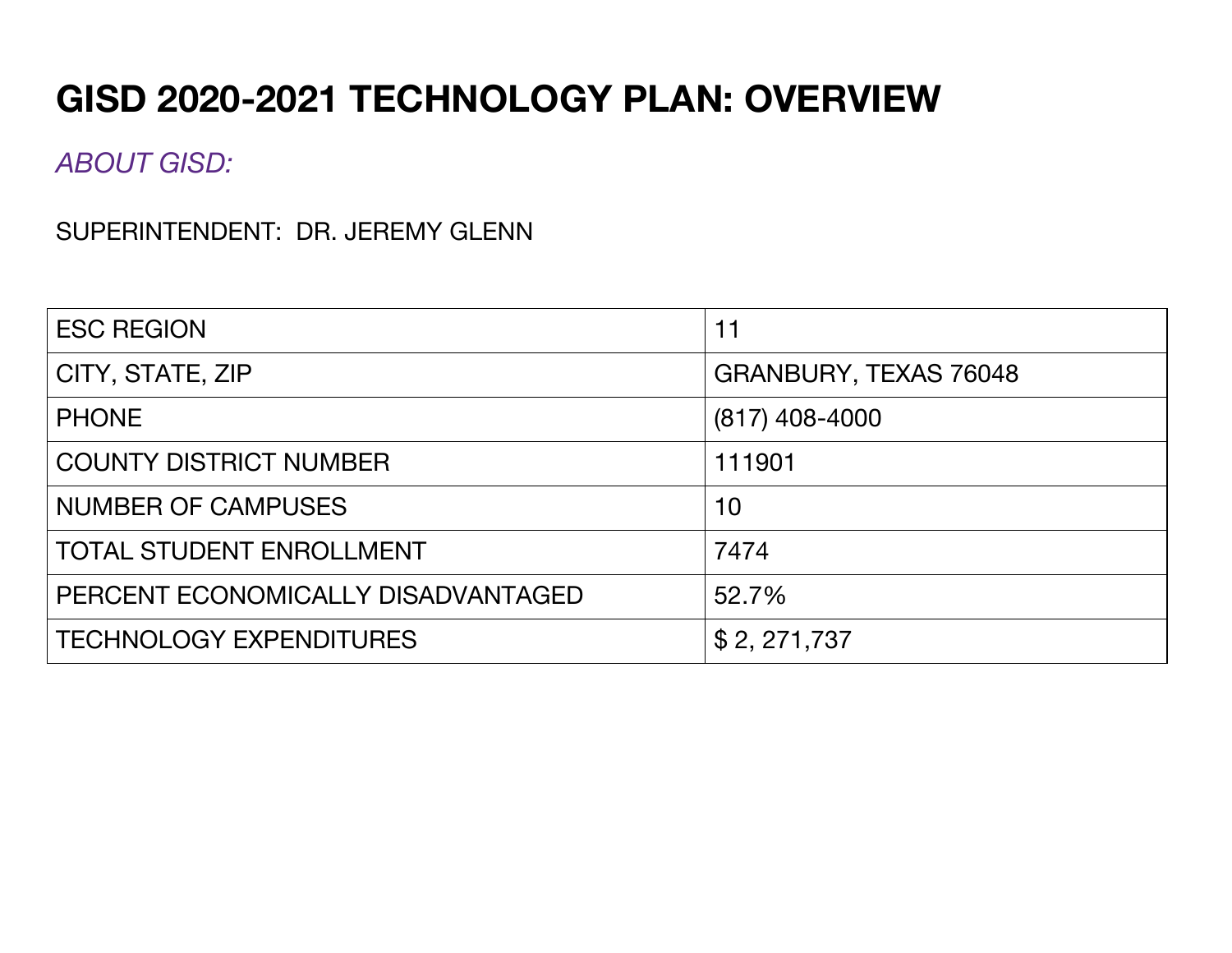# GISD 2020-2021 TECHNOLOGY PLAN: OVERVIEW

*ABOUT GISD:*

SUPERINTENDENT: DR. JEREMY GLENN

| | |
|---|---|
| ESC REGION | 11 |
| CITY, STATE, ZIP | GRANBURY, TEXAS 76048 |
| PHONE | (817) 408-4000 |
| COUNTY DISTRICT NUMBER | 111901 |
| NUMBER OF CAMPUSES | 10 |
| TOTAL STUDENT ENROLLMENT | 7474 |
| PERCENT ECONOMICALLY DISADVANTAGED | 52.7% |
| TECHNOLOGY EXPENDITURES | $ 2, 271,737 |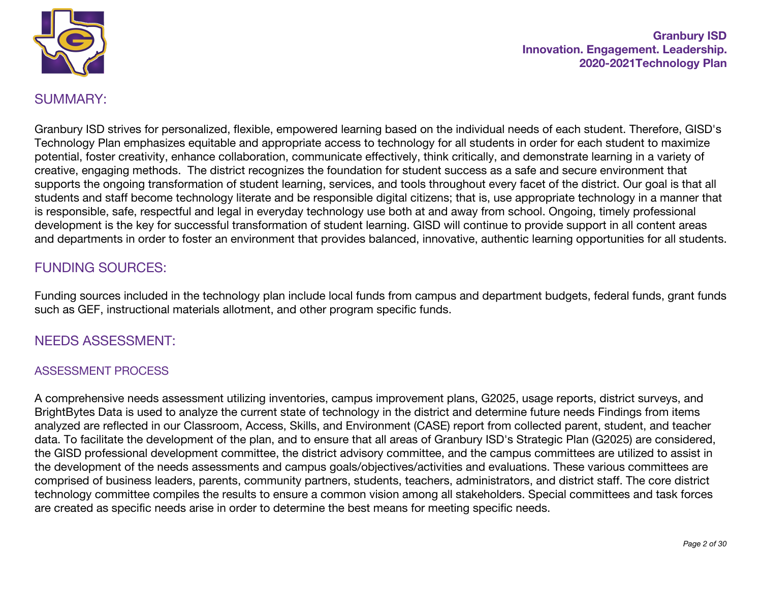## SUMMARY:

Granbury ISD strives for personalized, flexible, empowered learning based on the individual needs of each student. Therefore, GISD's Technology Plan emphasizes equitable and appropriate access to technology for all students in order for each student to maximize potential, foster creativity, enhance collaboration, communicate effectively, think critically, and demonstrate learning in a variety of creative, engaging methods.  The district recognizes the foundation for student success as a safe and secure environment that supports the ongoing transformation of student learning, services, and tools throughout every facet of the district. Our goal is that all students and staff become technology literate and be responsible digital citizens; that is, use appropriate technology in a manner that is responsible, safe, respectful and legal in everyday technology use both at and away from school. Ongoing, timely professional development is the key for successful transformation of student learning. GISD will continue to provide support in all content areas and departments in order to foster an environment that provides balanced, innovative, authentic learning opportunities for all students.

## FUNDING SOURCES:

Funding sources included in the technology plan include local funds from campus and department budgets, federal funds, grant funds such as GEF, instructional materials allotment, and other program specific funds.

## NEEDS ASSESSMENT:

### ASSESSMENT PROCESS

A comprehensive needs assessment utilizing inventories, campus improvement plans, G2025, usage reports, district surveys, and BrightBytes Data is used to analyze the current state of technology in the district and determine future needs Findings from items analyzed are reflected in our Classroom, Access, Skills, and Environment (CASE) report from collected parent, student, and teacher data. To facilitate the development of the plan, and to ensure that all areas of Granbury ISD's Strategic Plan (G2025) are considered, the GISD professional development committee, the district advisory committee, and the campus committees are utilized to assist in the development of the needs assessments and campus goals/objectives/activities and evaluations. These various committees are comprised of business leaders, parents, community partners, students, teachers, administrators, and district staff. The core district technology committee compiles the results to ensure a common vision among all stakeholders. Special committees and task forces are created as specific needs arise in order to determine the best means for meeting specific needs.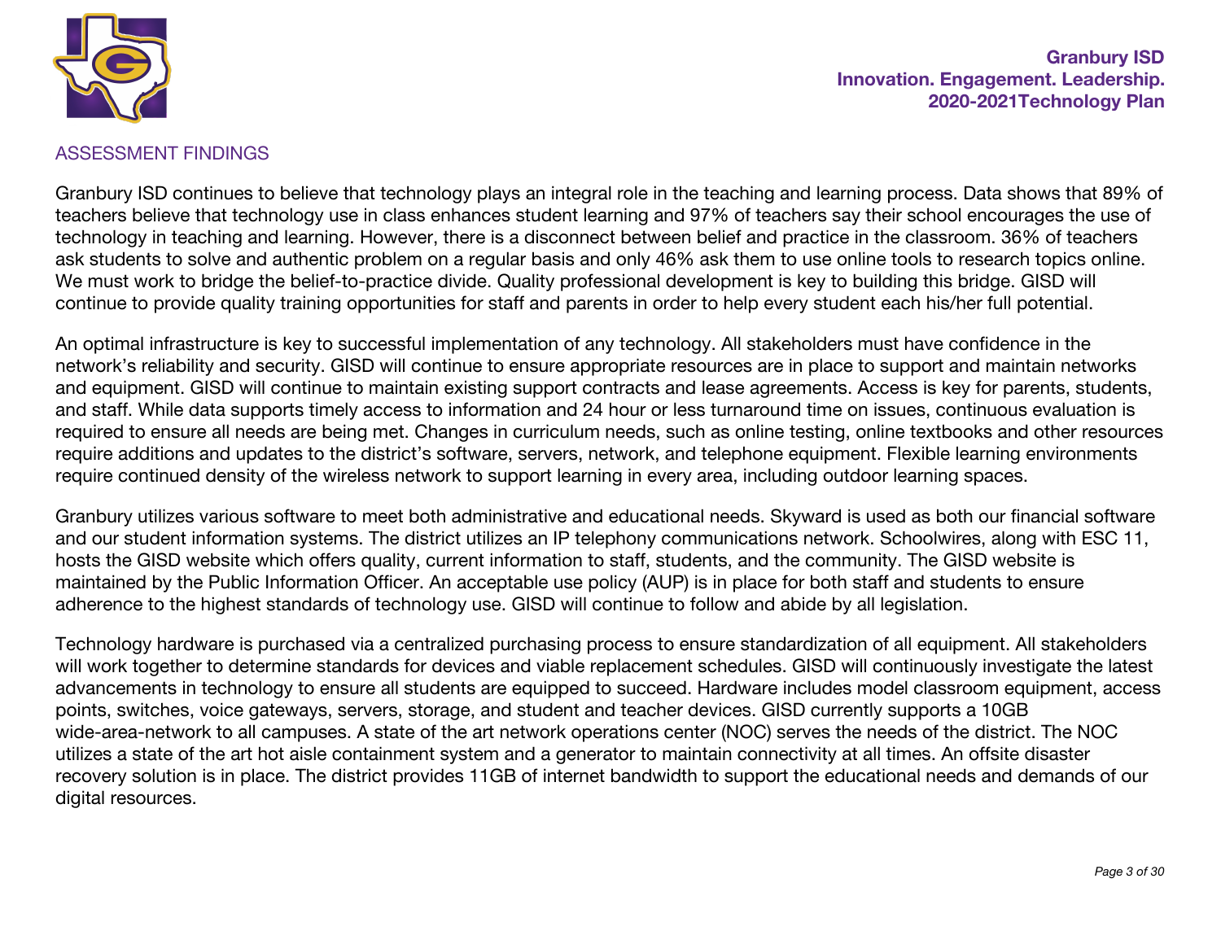## ASSESSMENT FINDINGS

Granbury ISD continues to believe that technology plays an integral role in the teaching and learning process. Data shows that 89% of teachers believe that technology use in class enhances student learning and 97% of teachers say their school encourages the use of technology in teaching and learning. However, there is a disconnect between belief and practice in the classroom. 36% of teachers ask students to solve and authentic problem on a regular basis and only 46% ask them to use online tools to research topics online. We must work to bridge the belief-to-practice divide. Quality professional development is key to building this bridge. GISD will continue to provide quality training opportunities for staff and parents in order to help every student each his/her full potential.

An optimal infrastructure is key to successful implementation of any technology. All stakeholders must have confidence in the network's reliability and security. GISD will continue to ensure appropriate resources are in place to support and maintain networks and equipment. GISD will continue to maintain existing support contracts and lease agreements. Access is key for parents, students, and staff. While data supports timely access to information and 24 hour or less turnaround time on issues, continuous evaluation is required to ensure all needs are being met. Changes in curriculum needs, such as online testing, online textbooks and other resources require additions and updates to the district's software, servers, network, and telephone equipment. Flexible learning environments require continued density of the wireless network to support learning in every area, including outdoor learning spaces.

Granbury utilizes various software to meet both administrative and educational needs. Skyward is used as both our financial software and our student information systems. The district utilizes an IP telephony communications network. Schoolwires, along with ESC 11, hosts the GISD website which offers quality, current information to staff, students, and the community. The GISD website is maintained by the Public Information Officer. An acceptable use policy (AUP) is in place for both staff and students to ensure adherence to the highest standards of technology use. GISD will continue to follow and abide by all legislation.

Technology hardware is purchased via a centralized purchasing process to ensure standardization of all equipment. All stakeholders will work together to determine standards for devices and viable replacement schedules. GISD will continuously investigate the latest advancements in technology to ensure all students are equipped to succeed. Hardware includes model classroom equipment, access points, switches, voice gateways, servers, storage, and student and teacher devices. GISD currently supports a 10GB wide-area-network to all campuses. A state of the art network operations center (NOC) serves the needs of the district. The NOC utilizes a state of the art hot aisle containment system and a generator to maintain connectivity at all times. An offsite disaster recovery solution is in place. The district provides 11GB of internet bandwidth to support the educational needs and demands of our digital resources.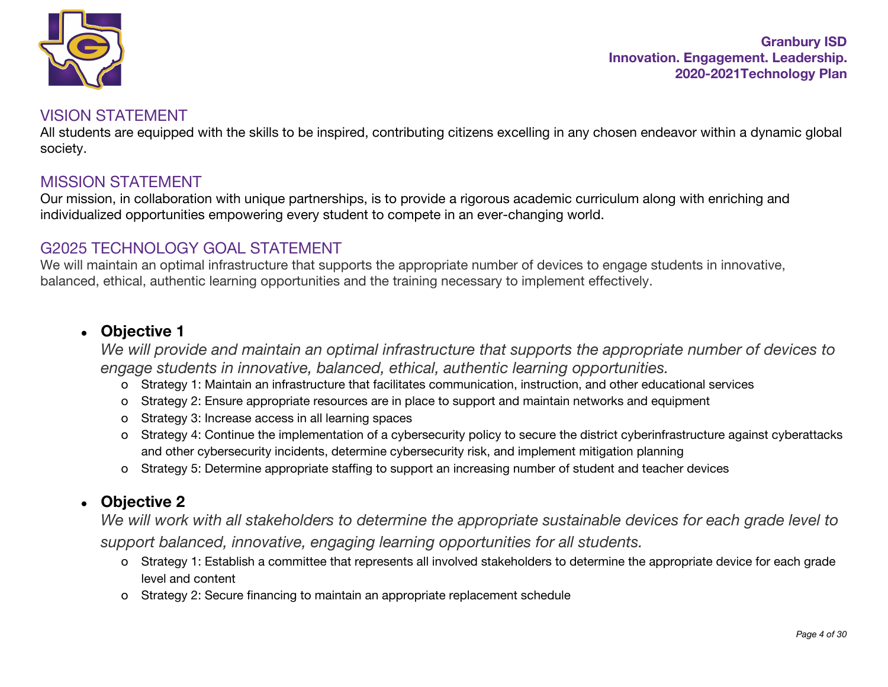## VISION STATEMENT

All students are equipped with the skills to be inspired, contributing citizens excelling in any chosen endeavor within a dynamic global society.

## MISSION STATEMENT

Our mission, in collaboration with unique partnerships, is to provide a rigorous academic curriculum along with enriching and individualized opportunities empowering every student to compete in an ever-changing world.

## G2025 TECHNOLOGY GOAL STATEMENT

We will maintain an optimal infrastructure that supports the appropriate number of devices to engage students in innovative, balanced, ethical, authentic learning opportunities and the training necessary to implement effectively.

- **Objective 1**
  *We will provide and maintain an optimal infrastructure that supports the appropriate number of devices to engage students in innovative, balanced, ethical, authentic learning opportunities.*
  - Strategy 1: Maintain an infrastructure that facilitates communication, instruction, and other educational services
  - Strategy 2: Ensure appropriate resources are in place to support and maintain networks and equipment
  - Strategy 3: Increase access in all learning spaces
  - Strategy 4: Continue the implementation of a cybersecurity policy to secure the district cyberinfrastructure against cyberattacks and other cybersecurity incidents, determine cybersecurity risk, and implement mitigation planning
  - Strategy 5: Determine appropriate staffing to support an increasing number of student and teacher devices

- **Objective 2**
  *We will work with all stakeholders to determine the appropriate sustainable devices for each grade level to support balanced, innovative, engaging learning opportunities for all students.*
  - Strategy 1: Establish a committee that represents all involved stakeholders to determine the appropriate device for each grade level and content
  - Strategy 2: Secure financing to maintain an appropriate replacement schedule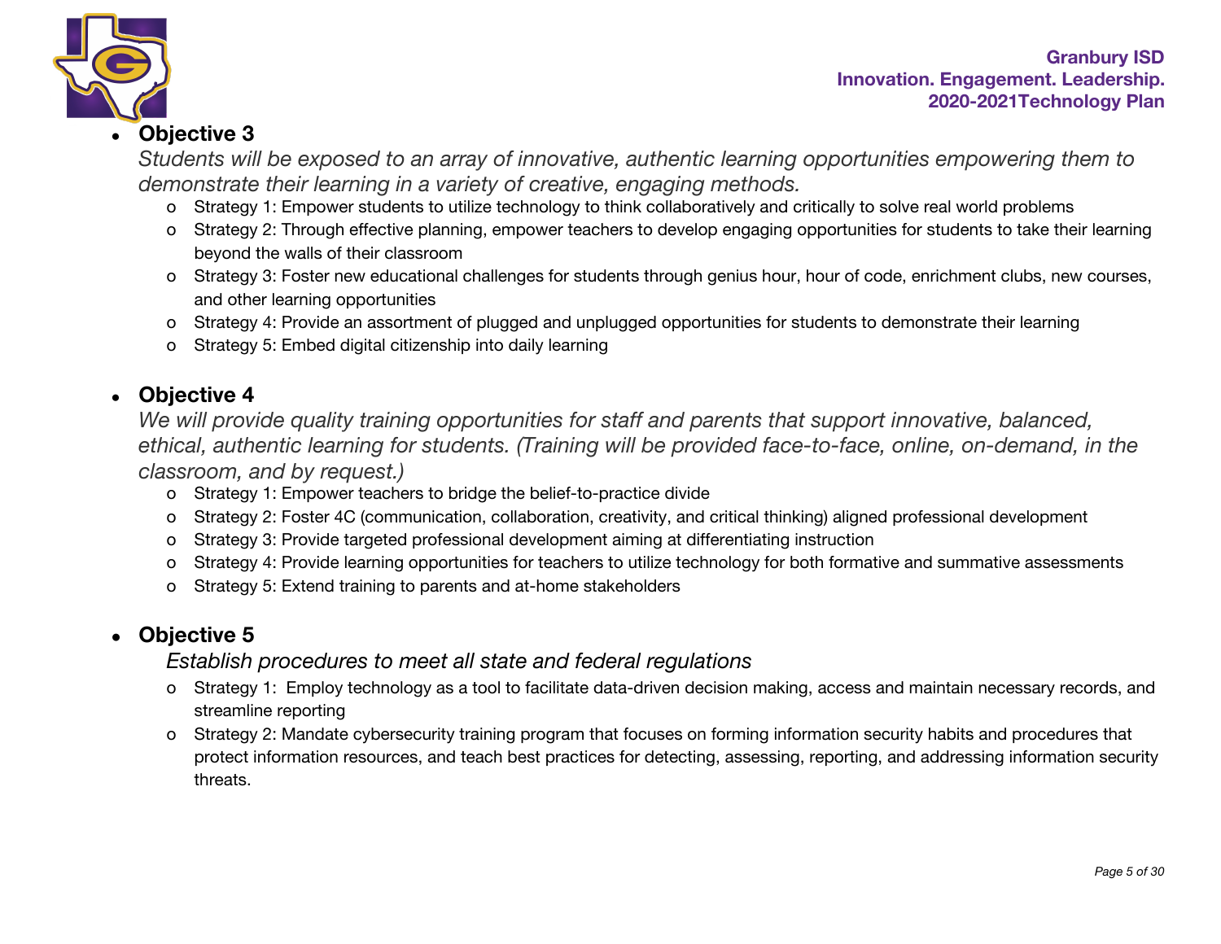- **Objective 3**

  *Students will be exposed to an array of innovative, authentic learning opportunities empowering them to demonstrate their learning in a variety of creative, engaging methods.*

  - Strategy 1: Empower students to utilize technology to think collaboratively and critically to solve real world problems
  - Strategy 2: Through effective planning, empower teachers to develop engaging opportunities for students to take their learning beyond the walls of their classroom
  - Strategy 3: Foster new educational challenges for students through genius hour, hour of code, enrichment clubs, new courses, and other learning opportunities
  - Strategy 4: Provide an assortment of plugged and unplugged opportunities for students to demonstrate their learning
  - Strategy 5: Embed digital citizenship into daily learning

- **Objective 4**

  *We will provide quality training opportunities for staff and parents that support innovative, balanced, ethical, authentic learning for students. (Training will be provided face-to-face, online, on-demand, in the classroom, and by request.)*

  - Strategy 1: Empower teachers to bridge the belief-to-practice divide
  - Strategy 2: Foster 4C (communication, collaboration, creativity, and critical thinking) aligned professional development
  - Strategy 3: Provide targeted professional development aiming at differentiating instruction
  - Strategy 4: Provide learning opportunities for teachers to utilize technology for both formative and summative assessments
  - Strategy 5: Extend training to parents and at-home stakeholders

- **Objective 5**

  *Establish procedures to meet all state and federal regulations*

  - Strategy 1: Employ technology as a tool to facilitate data-driven decision making, access and maintain necessary records, and streamline reporting
  - Strategy 2: Mandate cybersecurity training program that focuses on forming information security habits and procedures that protect information resources, and teach best practices for detecting, assessing, reporting, and addressing information security threats.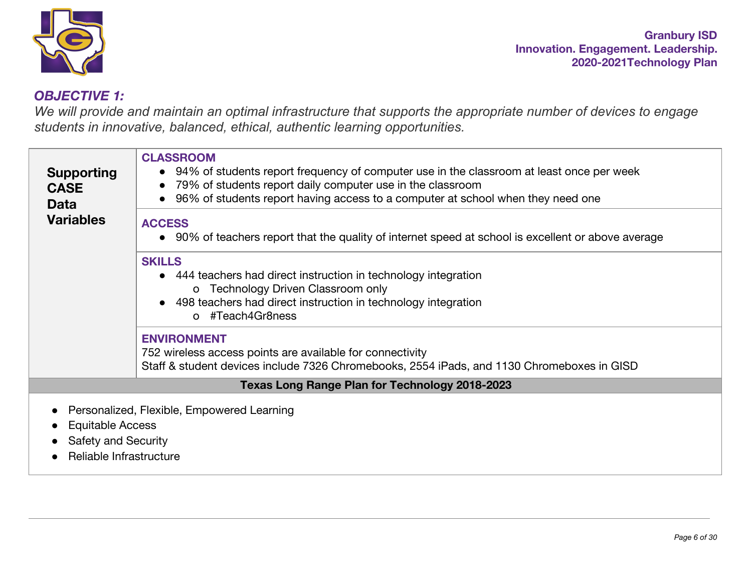## *OBJECTIVE 1:*

*We will provide and maintain an optimal infrastructure that supports the appropriate number of devices to engage students in innovative, balanced, ethical, authentic learning opportunities.*

<table>
<tr>
<td rowspan="4"><b>Supporting CASE Data Variables</b></td>
<td><b>CLASSROOM</b><br>● 94% of students report frequency of computer use in the classroom at least once per week<br>● 79% of students report daily computer use in the classroom<br>● 96% of students report having access to a computer at school when they need one</td>
</tr>
<tr>
<td><b>ACCESS</b><br>● 90% of teachers report that the quality of internet speed at school is excellent or above average</td>
</tr>
<tr>
<td><b>SKILLS</b><br>● 444 teachers had direct instruction in technology integration<br>&nbsp;&nbsp;&nbsp;&nbsp;o Technology Driven Classroom only<br>● 498 teachers had direct instruction in technology integration<br>&nbsp;&nbsp;&nbsp;&nbsp;o #Teach4Gr8ness</td>
</tr>
<tr>
<td><b>ENVIRONMENT</b><br>752 wireless access points are available for connectivity<br>Staff & student devices include 7326 Chromebooks, 2554 iPads, and 1130 Chromeboxes in GISD</td>
</tr>
<tr>
<td colspan="2" align="center"><b>Texas Long Range Plan for Technology 2018-2023</b></td>
</tr>
<tr>
<td colspan="2">● Personalized, Flexible, Empowered Learning<br>● Equitable Access<br>● Safety and Security<br>● Reliable Infrastructure</td>
</tr>
</table>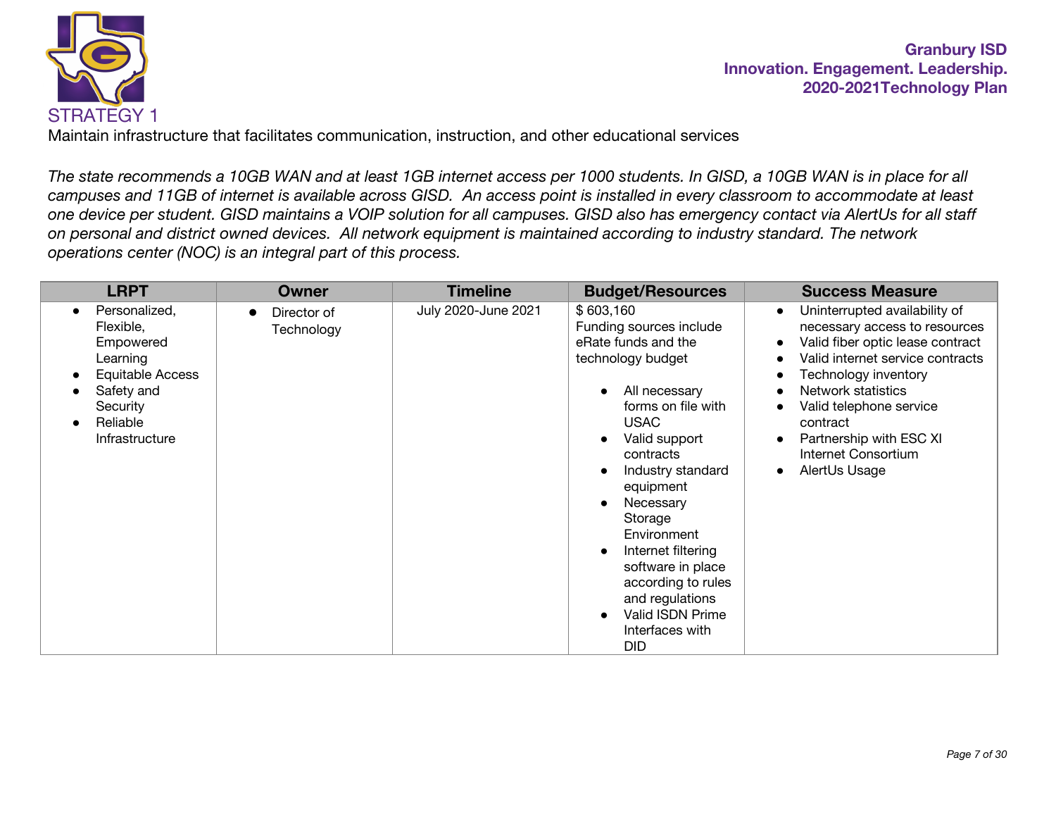# STRATEGY 1

Maintain infrastructure that facilitates communication, instruction, and other educational services

*The state recommends a 10GB WAN and at least 1GB internet access per 1000 students. In GISD, a 10GB WAN is in place for all campuses and 11GB of internet is available across GISD. An access point is installed in every classroom to accommodate at least one device per student. GISD maintains a VOIP solution for all campuses. GISD also has emergency contact via AlertUs for all staff on personal and district owned devices. All network equipment is maintained according to industry standard. The network operations center (NOC) is an integral part of this process.*

| LRPT | Owner | Timeline | Budget/Resources | Success Measure |
|---|---|---|---|---|
| • Personalized, Flexible, Empowered Learning<br>• Equitable Access<br>• Safety and Security<br>• Reliable Infrastructure | • Director of Technology | July 2020-June 2021 | $ 603,160<br>Funding sources include eRate funds and the technology budget<br>• All necessary forms on file with USAC<br>• Valid support contracts<br>• Industry standard equipment<br>• Necessary Storage Environment<br>• Internet filtering software in place according to rules and regulations<br>• Valid ISDN Prime Interfaces with DID | • Uninterrupted availability of necessary access to resources<br>• Valid fiber optic lease contract<br>• Valid internet service contracts<br>• Technology inventory<br>• Network statistics<br>• Valid telephone service contract<br>• Partnership with ESC XI Internet Consortium<br>• AlertUs Usage |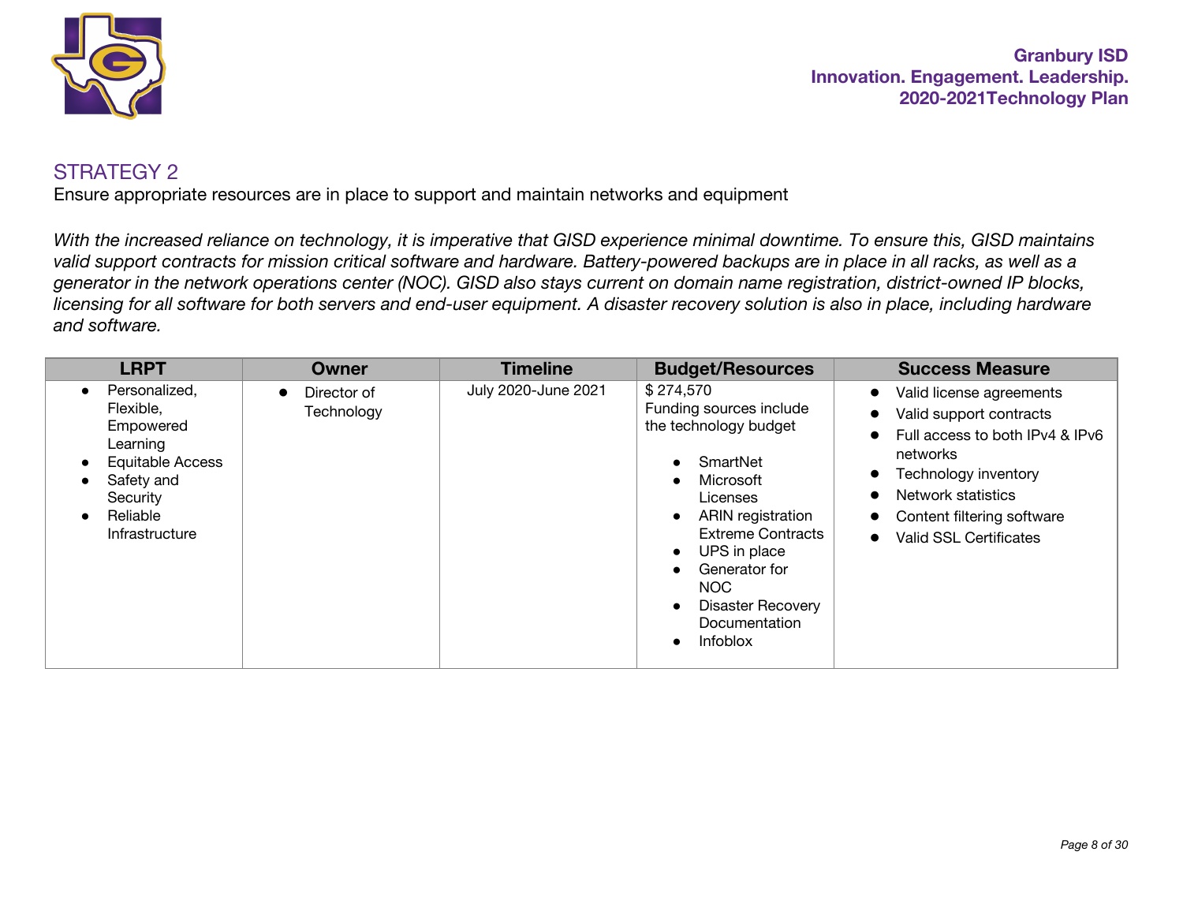## STRATEGY 2

Ensure appropriate resources are in place to support and maintain networks and equipment

*With the increased reliance on technology, it is imperative that GISD experience minimal downtime. To ensure this, GISD maintains valid support contracts for mission critical software and hardware. Battery-powered backups are in place in all racks, as well as a generator in the network operations center (NOC). GISD also stays current on domain name registration, district-owned IP blocks, licensing for all software for both servers and end-user equipment. A disaster recovery solution is also in place, including hardware and software.*

| LRPT | Owner | Timeline | Budget/Resources | Success Measure |
|---|---|---|---|---|
| • Personalized, Flexible, Empowered Learning<br>• Equitable Access<br>• Safety and Security<br>• Reliable Infrastructure | • Director of Technology | July 2020-June 2021 | $ 274,570<br>Funding sources include the technology budget<br>• SmartNet<br>• Microsoft Licenses<br>• ARIN registration Extreme Contracts<br>• UPS in place<br>• Generator for NOC<br>• Disaster Recovery Documentation<br>• Infoblox | • Valid license agreements<br>• Valid support contracts<br>• Full access to both IPv4 & IPv6 networks<br>• Technology inventory<br>• Network statistics<br>• Content filtering software<br>• Valid SSL Certificates |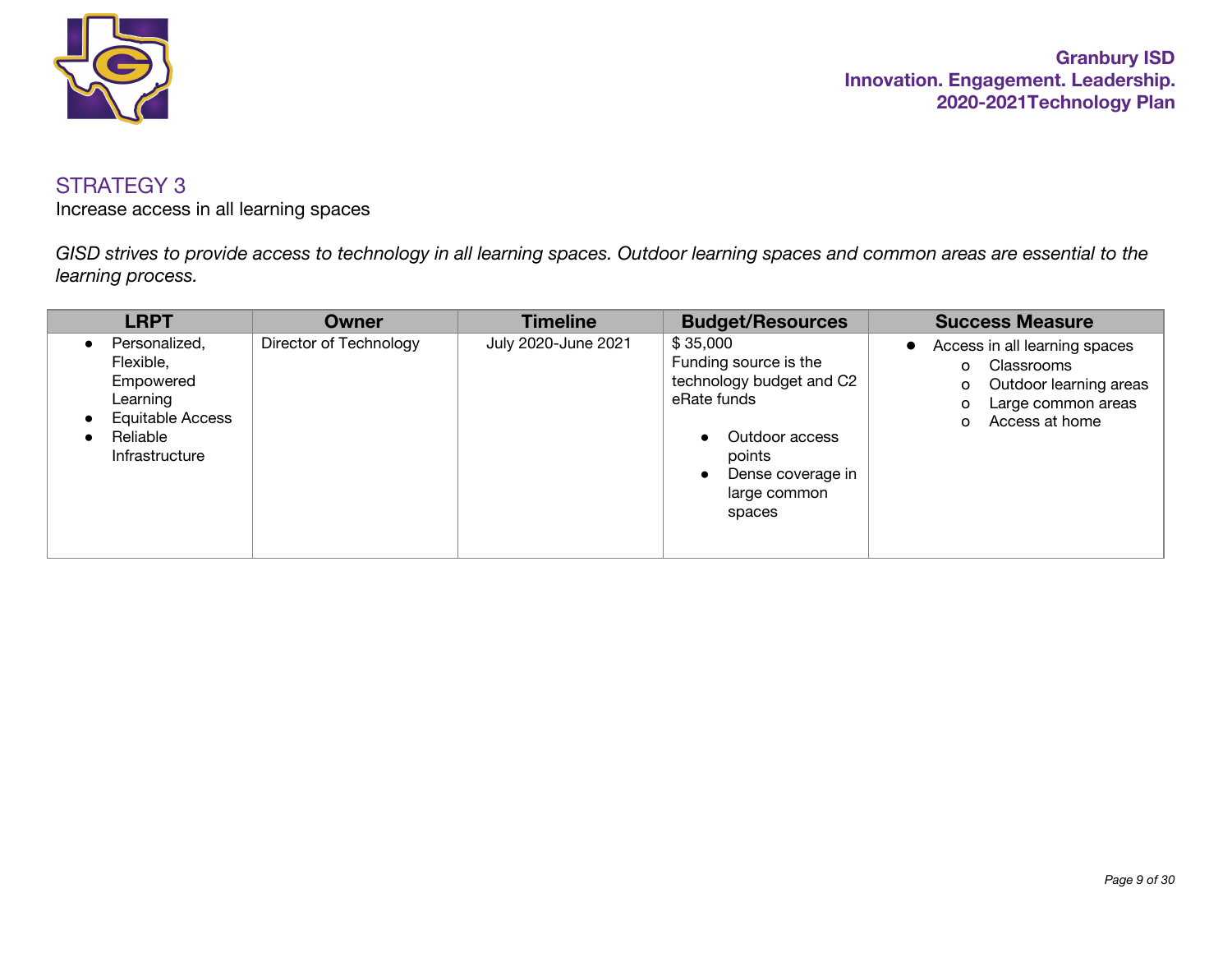## STRATEGY 3

Increase access in all learning spaces

*GISD strives to provide access to technology in all learning spaces. Outdoor learning spaces and common areas are essential to the learning process.*

| LRPT | Owner | Timeline | Budget/Resources | Success Measure |
|---|---|---|---|---|
| • Personalized, Flexible, Empowered Learning<br>• Equitable Access<br>• Reliable Infrastructure | Director of Technology | July 2020-June 2021 | $ 35,000<br>Funding source is the technology budget and C2 eRate funds<br>• Outdoor access points<br>• Dense coverage in large common spaces | • Access in all learning spaces<br>  o Classrooms<br>  o Outdoor learning areas<br>  o Large common areas<br>  o Access at home |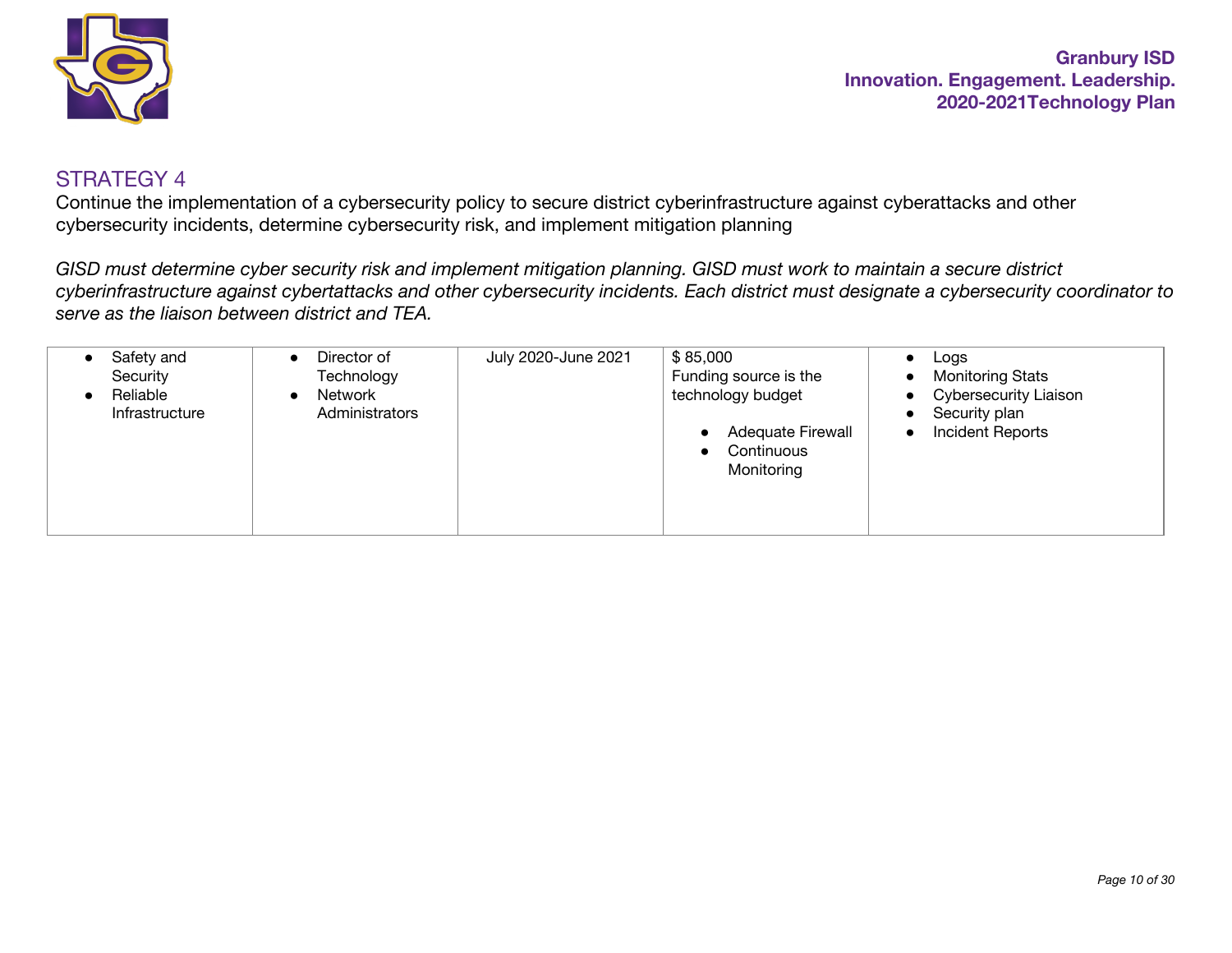## STRATEGY 4

Continue the implementation of a cybersecurity policy to secure district cyberinfrastructure against cyberattacks and other cybersecurity incidents, determine cybersecurity risk, and implement mitigation planning

*GISD must determine cyber security risk and implement mitigation planning. GISD must work to maintain a secure district cyberinfrastructure against cybertattacks and other cybersecurity incidents. Each district must designate a cybersecurity coordinator to serve as the liaison between district and TEA.*

| | | | | |
|---|---|---|---|---|
| • Safety and Security<br>• Reliable Infrastructure | • Director of Technology<br>• Network Administrators | July 2020-June 2021 | $ 85,000<br>Funding source is the technology budget<br>• Adequate Firewall<br>• Continuous Monitoring | • Logs<br>• Monitoring Stats<br>• Cybersecurity Liaison<br>• Security plan<br>• Incident Reports |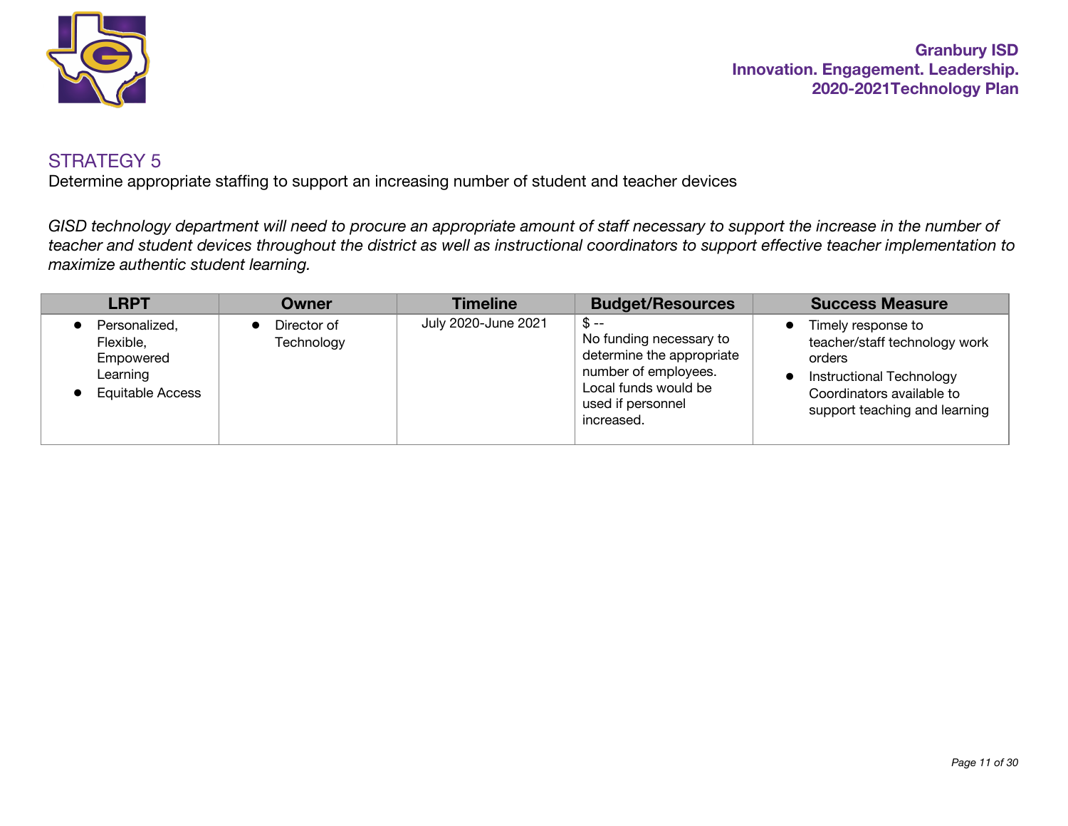## STRATEGY 5

Determine appropriate staffing to support an increasing number of student and teacher devices

*GISD technology department will need to procure an appropriate amount of staff necessary to support the increase in the number of teacher and student devices throughout the district as well as instructional coordinators to support effective teacher implementation to maximize authentic student learning.*

| LRPT | Owner | Timeline | Budget/Resources | Success Measure |
|---|---|---|---|---|
| • Personalized, Flexible, Empowered Learning<br>• Equitable Access | • Director of Technology | July 2020-June 2021 | $ --<br>No funding necessary to determine the appropriate number of employees. Local funds would be used if personnel increased. | • Timely response to teacher/staff technology work orders<br>• Instructional Technology Coordinators available to support teaching and learning |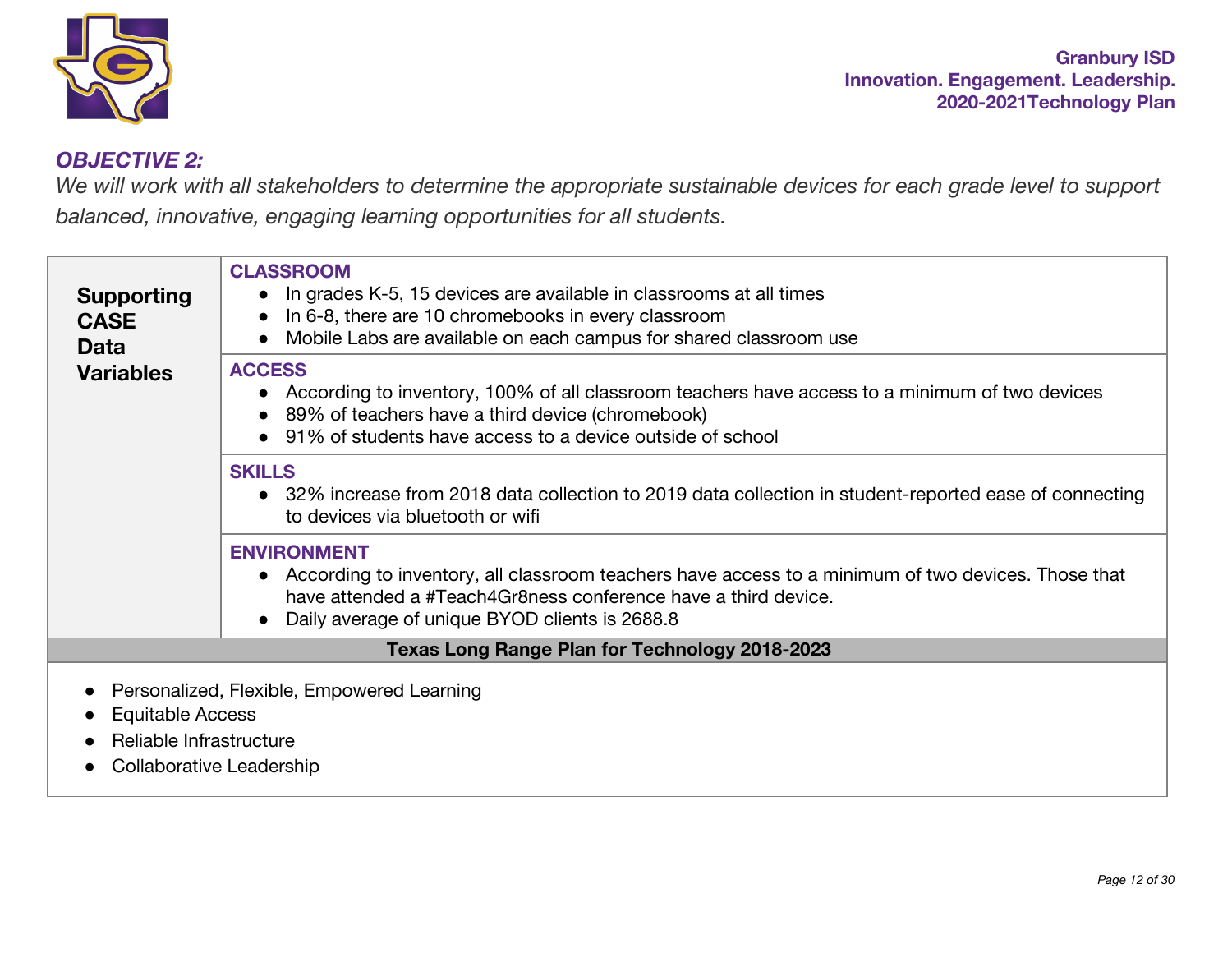### *OBJECTIVE 2:*

*We will work with all stakeholders to determine the appropriate sustainable devices for each grade level to support balanced, innovative, engaging learning opportunities for all students.*

| **Supporting CASE Data Variables** | |
|---|---|
| | **CLASSROOM**<br>● In grades K-5, 15 devices are available in classrooms at all times<br>● In 6-8, there are 10 chromebooks in every classroom<br>● Mobile Labs are available on each campus for shared classroom use |
| | **ACCESS**<br>● According to inventory, 100% of all classroom teachers have access to a minimum of two devices<br>● 89% of teachers have a third device (chromebook)<br>● 91% of students have access to a device outside of school |
| | **SKILLS**<br>● 32% increase from 2018 data collection to 2019 data collection in student-reported ease of connecting to devices via bluetooth or wifi |
| | **ENVIRONMENT**<br>● According to inventory, all classroom teachers have access to a minimum of two devices. Those that have attended a #Teach4Gr8ness conference have a third device.<br>● Daily average of unique BYOD clients is 2688.8 |

**Texas Long Range Plan for Technology 2018-2023**

- Personalized, Flexible, Empowered Learning
- Equitable Access
- Reliable Infrastructure
- Collaborative Leadership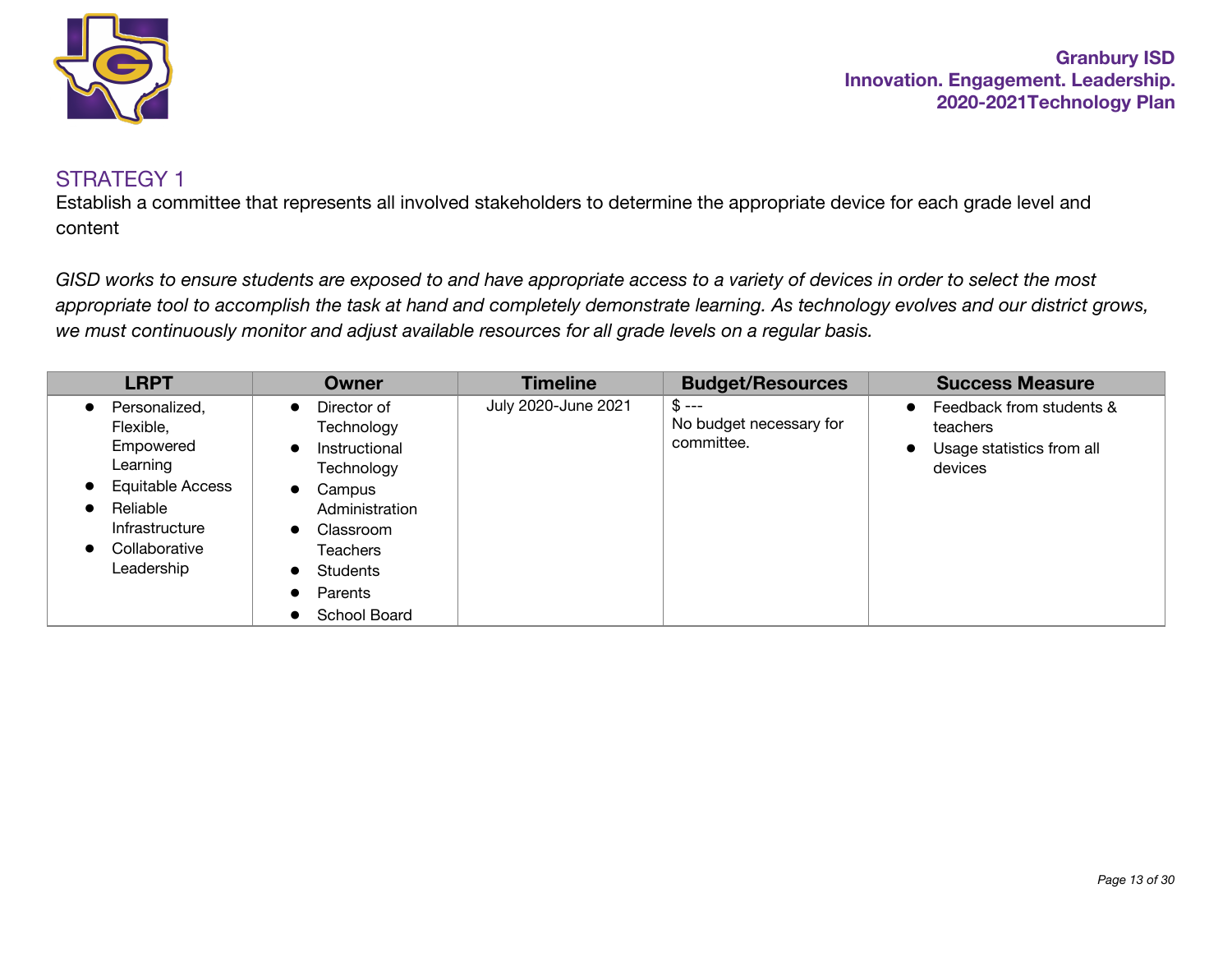## STRATEGY 1

Establish a committee that represents all involved stakeholders to determine the appropriate device for each grade level and content

*GISD works to ensure students are exposed to and have appropriate access to a variety of devices in order to select the most appropriate tool to accomplish the task at hand and completely demonstrate learning. As technology evolves and our district grows, we must continuously monitor and adjust available resources for all grade levels on a regular basis.*

| LRPT | Owner | Timeline | Budget/Resources | Success Measure |
|---|---|---|---|---|
| • Personalized, Flexible, Empowered Learning<br>• Equitable Access<br>• Reliable Infrastructure<br>• Collaborative Leadership | • Director of Technology<br>• Instructional Technology<br>• Campus Administration<br>• Classroom Teachers<br>• Students<br>• Parents<br>• School Board | July 2020-June 2021 | $ ---<br>No budget necessary for committee. | • Feedback from students & teachers<br>• Usage statistics from all devices |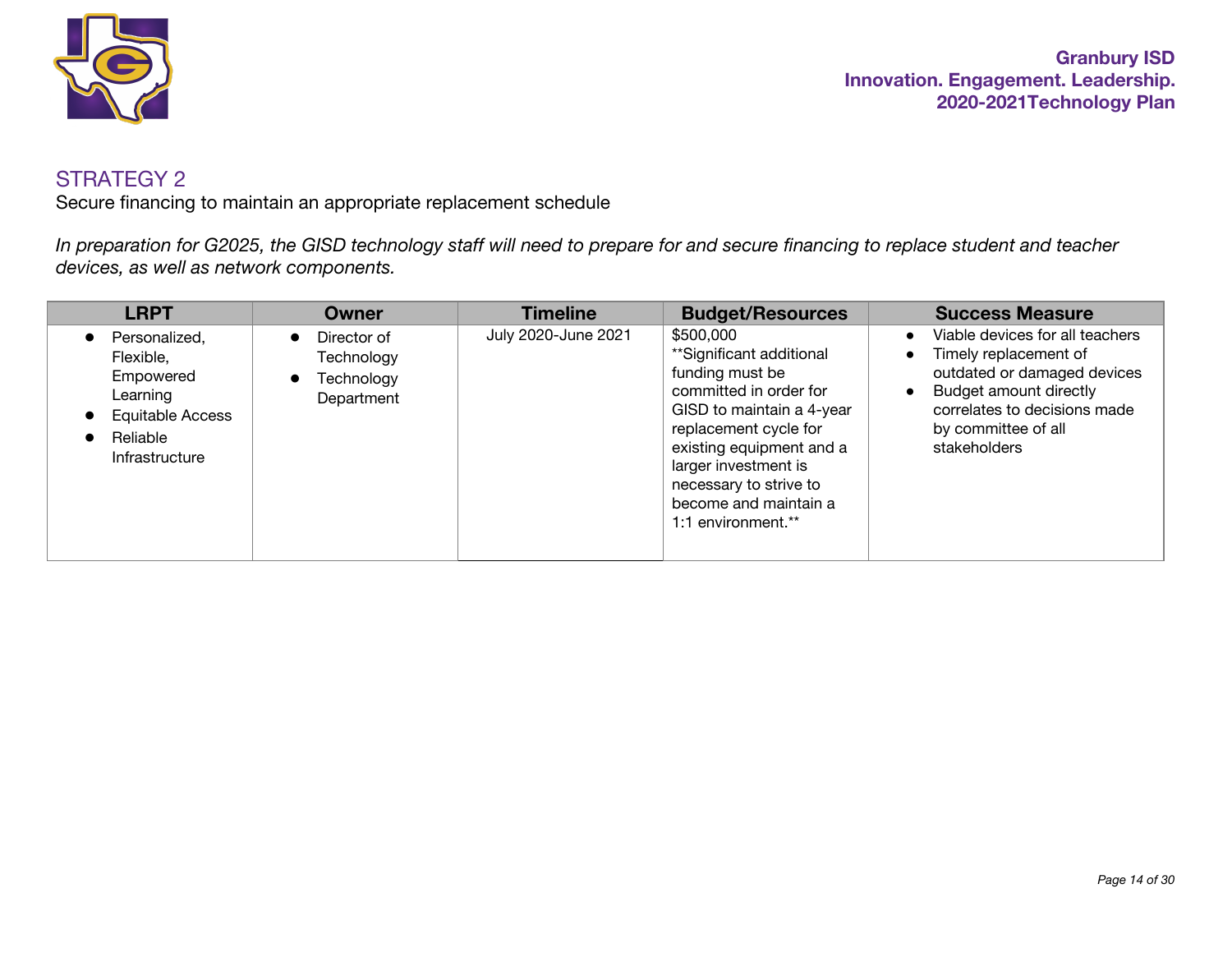## STRATEGY 2

Secure financing to maintain an appropriate replacement schedule

*In preparation for G2025, the GISD technology staff will need to prepare for and secure financing to replace student and teacher devices, as well as network components.*

| LRPT | Owner | Timeline | Budget/Resources | Success Measure |
|---|---|---|---|---|
| • Personalized, Flexible, Empowered Learning<br>• Equitable Access<br>• Reliable Infrastructure | • Director of Technology<br>• Technology Department | July 2020-June 2021 | $500,000<br>**Significant additional funding must be committed in order for GISD to maintain a 4-year replacement cycle for existing equipment and a larger investment is necessary to strive to become and maintain a 1:1 environment.** | • Viable devices for all teachers<br>• Timely replacement of outdated or damaged devices<br>• Budget amount directly correlates to decisions made by committee of all stakeholders |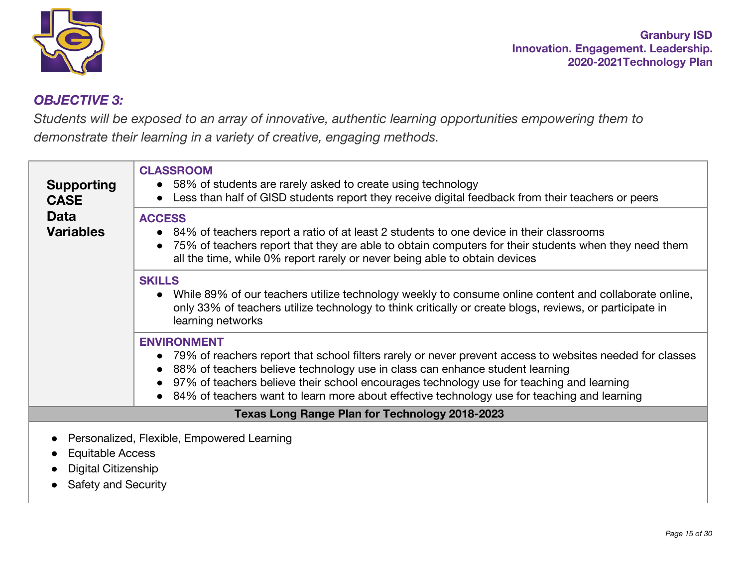### *OBJECTIVE 3:*

*Students will be exposed to an array of innovative, authentic learning opportunities empowering them to demonstrate their learning in a variety of creative, engaging methods.*

| **Supporting CASE Data Variables** | |
|---|---|
| | **CLASSROOM**<br>● 58% of students are rarely asked to create using technology<br>● Less than half of GISD students report they receive digital feedback from their teachers or peers |
| | **ACCESS**<br>● 84% of teachers report a ratio of at least 2 students to one device in their classrooms<br>● 75% of teachers report that they are able to obtain computers for their students when they need them all the time, while 0% report rarely or never being able to obtain devices |
| | **SKILLS**<br>● While 89% of our teachers utilize technology weekly to consume online content and collaborate online, only 33% of teachers utilize technology to think critically or create blogs, reviews, or participate in learning networks |
| | **ENVIRONMENT**<br>● 79% of reachers report that school filters rarely or never prevent access to websites needed for classes<br>● 88% of teachers believe technology use in class can enhance student learning<br>● 97% of teachers believe their school encourages technology use for teaching and learning<br>● 84% of teachers want to learn more about effective technology use for teaching and learning |

**Texas Long Range Plan for Technology 2018-2023**

- Personalized, Flexible, Empowered Learning
- Equitable Access
- Digital Citizenship
- Safety and Security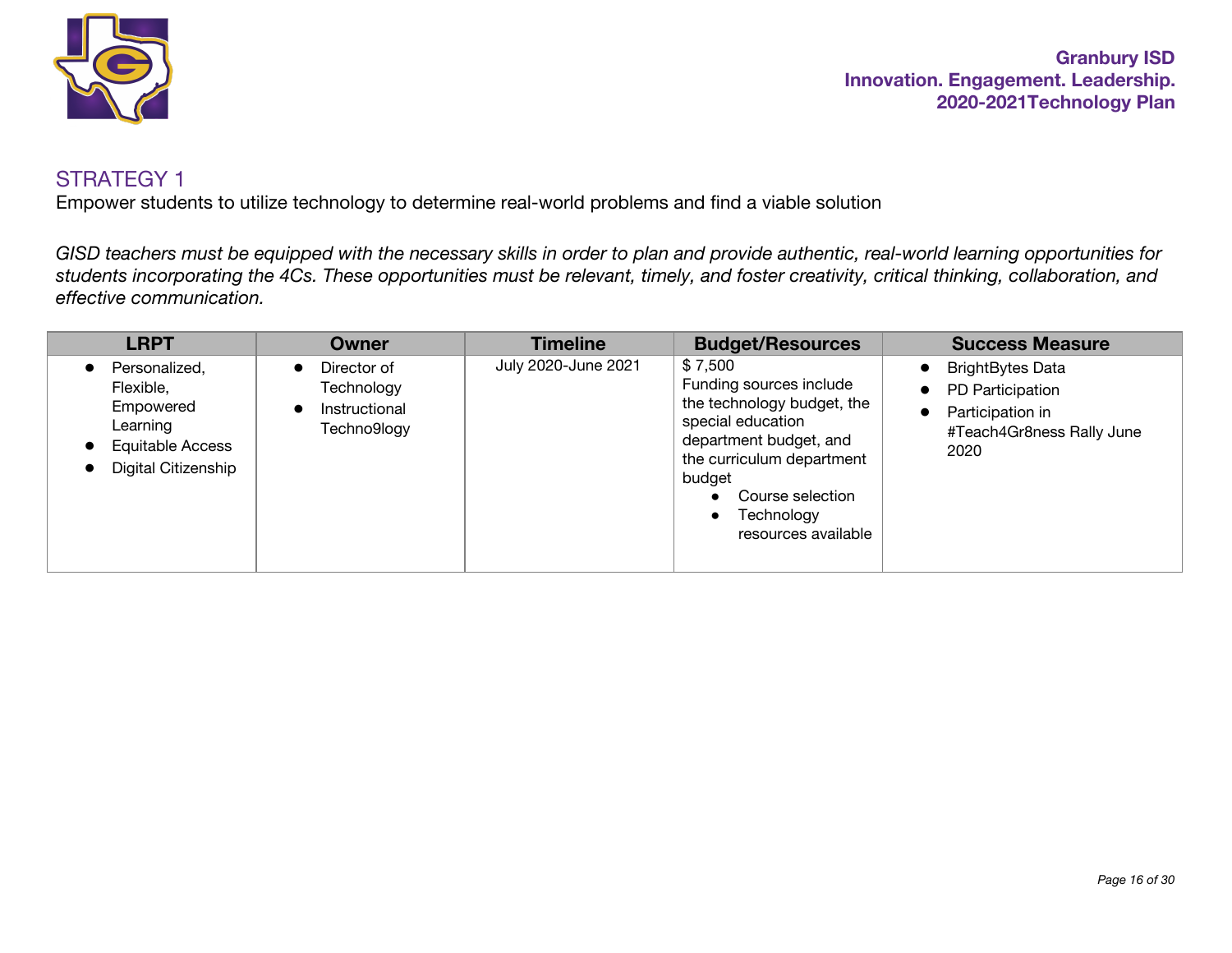## STRATEGY 1

Empower students to utilize technology to determine real-world problems and find a viable solution

*GISD teachers must be equipped with the necessary skills in order to plan and provide authentic, real-world learning opportunities for students incorporating the 4Cs. These opportunities must be relevant, timely, and foster creativity, critical thinking, collaboration, and effective communication.*

| LRPT | Owner | Timeline | Budget/Resources | Success Measure |
|---|---|---|---|---|
| • Personalized, Flexible, Empowered Learning<br>• Equitable Access<br>• Digital Citizenship | • Director of Technology<br>• Instructional Techno9logy | July 2020-June 2021 | $ 7,500<br>Funding sources include the technology budget, the special education department budget, and the curriculum department budget<br>• Course selection<br>• Technology resources available | • BrightBytes Data<br>• PD Participation<br>• Participation in #Teach4Gr8ness Rally June 2020 |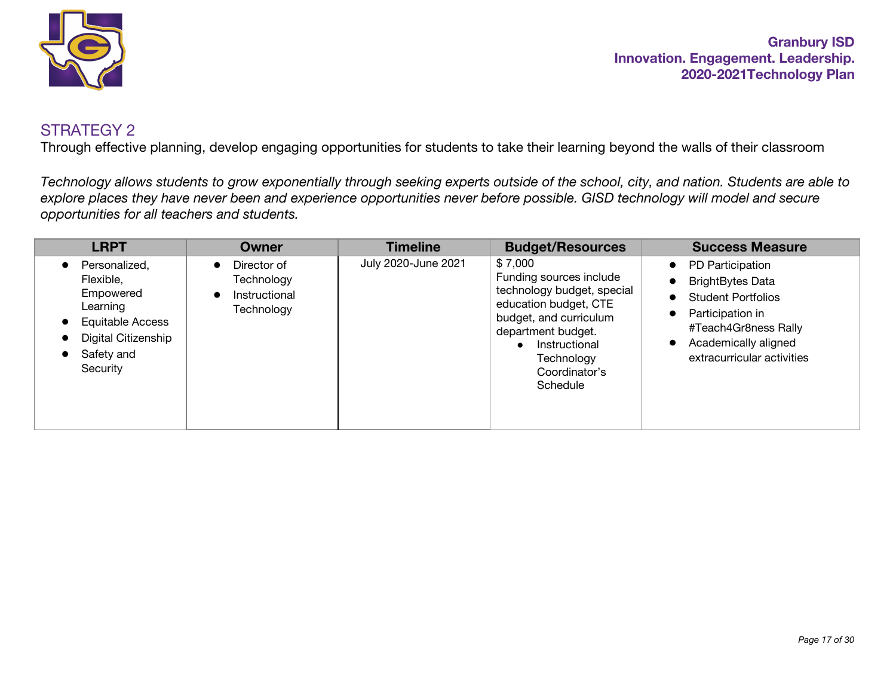## STRATEGY 2

Through effective planning, develop engaging opportunities for students to take their learning beyond the walls of their classroom

*Technology allows students to grow exponentially through seeking experts outside of the school, city, and nation. Students are able to explore places they have never been and experience opportunities never before possible. GISD technology will model and secure opportunities for all teachers and students.*

| LRPT | Owner | Timeline | Budget/Resources | Success Measure |
|---|---|---|---|---|
| • Personalized, Flexible, Empowered Learning<br>• Equitable Access<br>• Digital Citizenship<br>• Safety and Security | • Director of Technology<br>• Instructional Technology | July 2020-June 2021 | $ 7,000<br>Funding sources include technology budget, special education budget, CTE budget, and curriculum department budget.<br>• Instructional Technology Coordinator's Schedule | • PD Participation<br>• BrightBytes Data<br>• Student Portfolios<br>• Participation in #Teach4Gr8ness Rally<br>• Academically aligned extracurricular activities |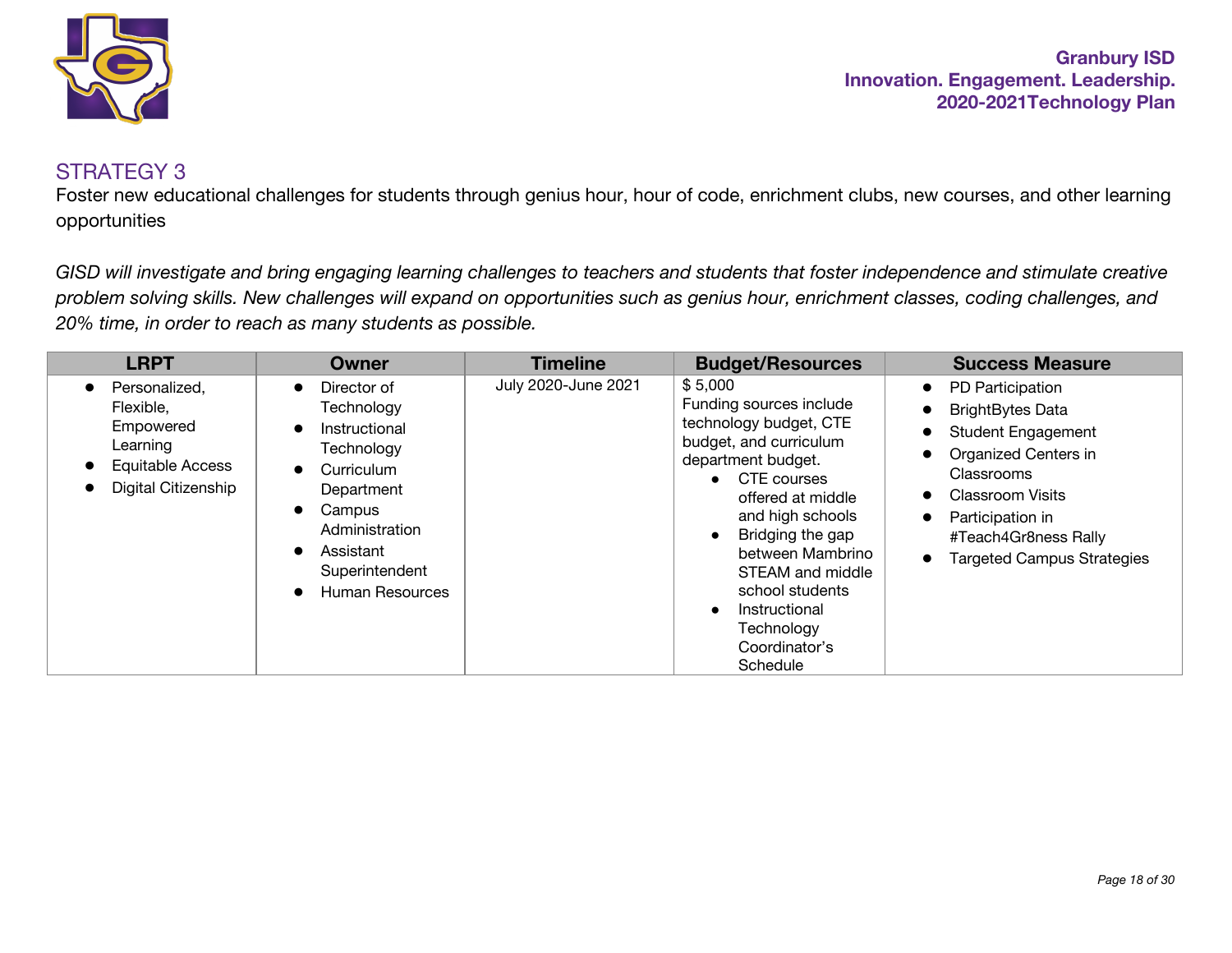## STRATEGY 3

Foster new educational challenges for students through genius hour, hour of code, enrichment clubs, new courses, and other learning opportunities

*GISD will investigate and bring engaging learning challenges to teachers and students that foster independence and stimulate creative problem solving skills. New challenges will expand on opportunities such as genius hour, enrichment classes, coding challenges, and 20% time, in order to reach as many students as possible.*

| LRPT | Owner | Timeline | Budget/Resources | Success Measure |
|---|---|---|---|---|
| • Personalized, Flexible, Empowered Learning<br>• Equitable Access<br>• Digital Citizenship | • Director of Technology<br>• Instructional Technology<br>• Curriculum Department<br>• Campus Administration<br>• Assistant Superintendent<br>• Human Resources | July 2020-June 2021 | $ 5,000<br>Funding sources include technology budget, CTE budget, and curriculum department budget.<br>• CTE courses offered at middle and high schools<br>• Bridging the gap between Mambrino STEAM and middle school students<br>• Instructional Technology Coordinator's Schedule | • PD Participation<br>• BrightBytes Data<br>• Student Engagement<br>• Organized Centers in Classrooms<br>• Classroom Visits<br>• Participation in #Teach4Gr8ness Rally<br>• Targeted Campus Strategies |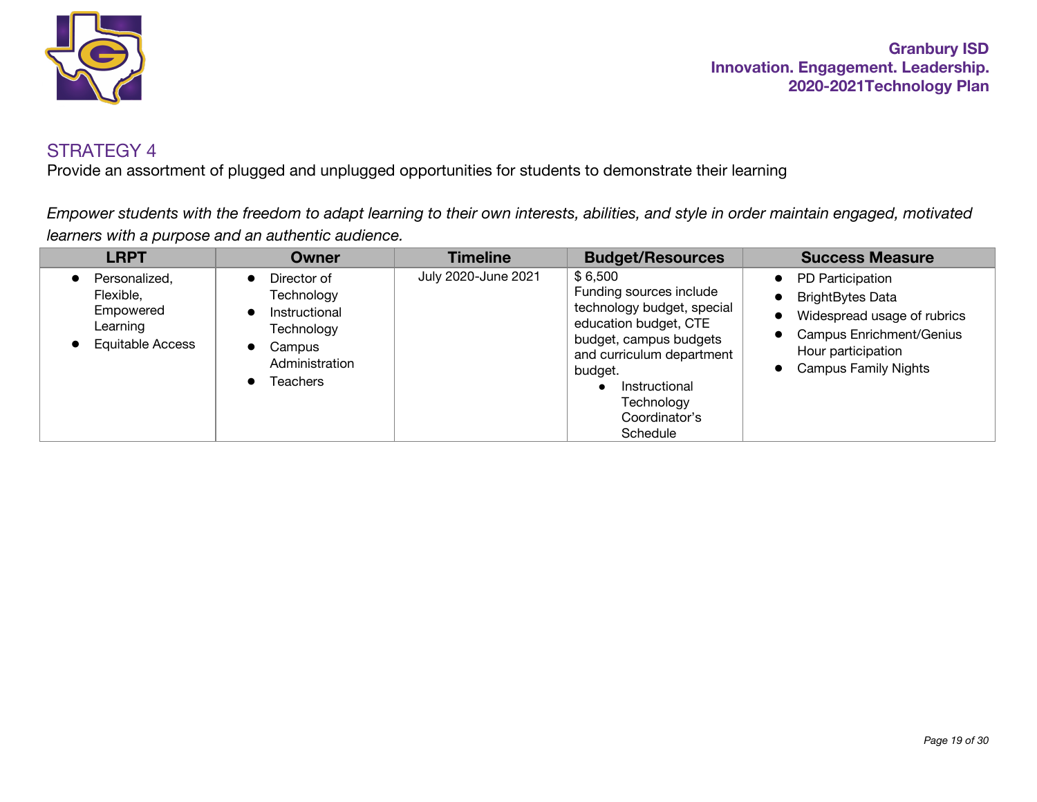## STRATEGY 4

Provide an assortment of plugged and unplugged opportunities for students to demonstrate their learning

*Empower students with the freedom to adapt learning to their own interests, abilities, and style in order maintain engaged, motivated learners with a purpose and an authentic audience.*

| LRPT | Owner | Timeline | Budget/Resources | Success Measure |
|---|---|---|---|---|
| • Personalized, Flexible, Empowered Learning<br>• Equitable Access | • Director of Technology<br>• Instructional Technology<br>• Campus Administration<br>• Teachers | July 2020-June 2021 | $ 6,500<br>Funding sources include technology budget, special education budget, CTE budget, campus budgets and curriculum department budget.<br>• Instructional Technology Coordinator's Schedule | • PD Participation<br>• BrightBytes Data<br>• Widespread usage of rubrics<br>• Campus Enrichment/Genius Hour participation<br>• Campus Family Nights |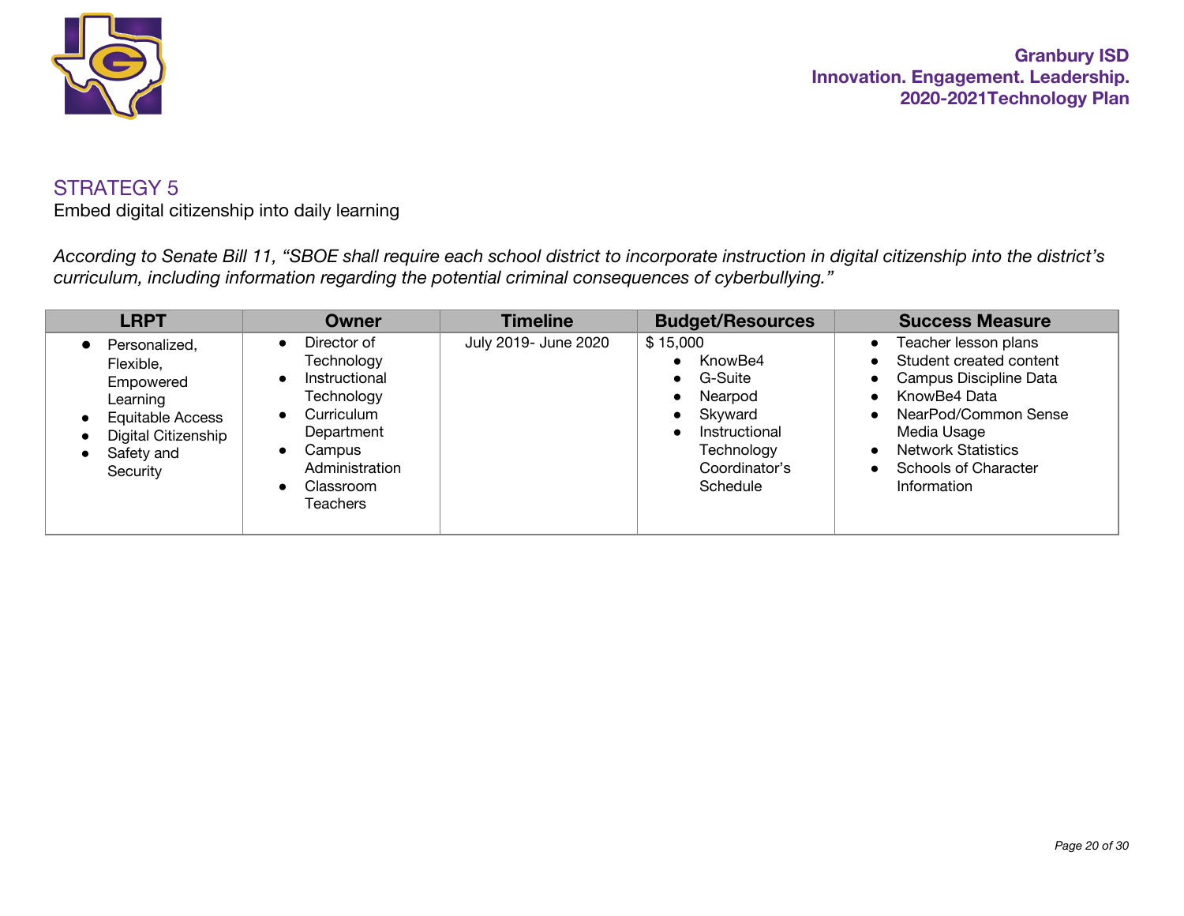## STRATEGY 5

Embed digital citizenship into daily learning

*According to Senate Bill 11, “SBOE shall require each school district to incorporate instruction in digital citizenship into the district’s curriculum, including information regarding the potential criminal consequences of cyberbullying.”*

| LRPT | Owner | Timeline | Budget/Resources | Success Measure |
|---|---|---|---|---|
| • Personalized, Flexible, Empowered Learning<br>• Equitable Access<br>• Digital Citizenship<br>• Safety and Security | • Director of Technology<br>• Instructional Technology<br>• Curriculum Department<br>• Campus Administration<br>• Classroom Teachers | July 2019- June 2020 | $ 15,000<br>• KnowBe4<br>• G-Suite<br>• Nearpod<br>• Skyward<br>• Instructional Technology Coordinator’s Schedule | • Teacher lesson plans<br>• Student created content<br>• Campus Discipline Data<br>• KnowBe4 Data<br>• NearPod/Common Sense Media Usage<br>• Network Statistics<br>• Schools of Character Information |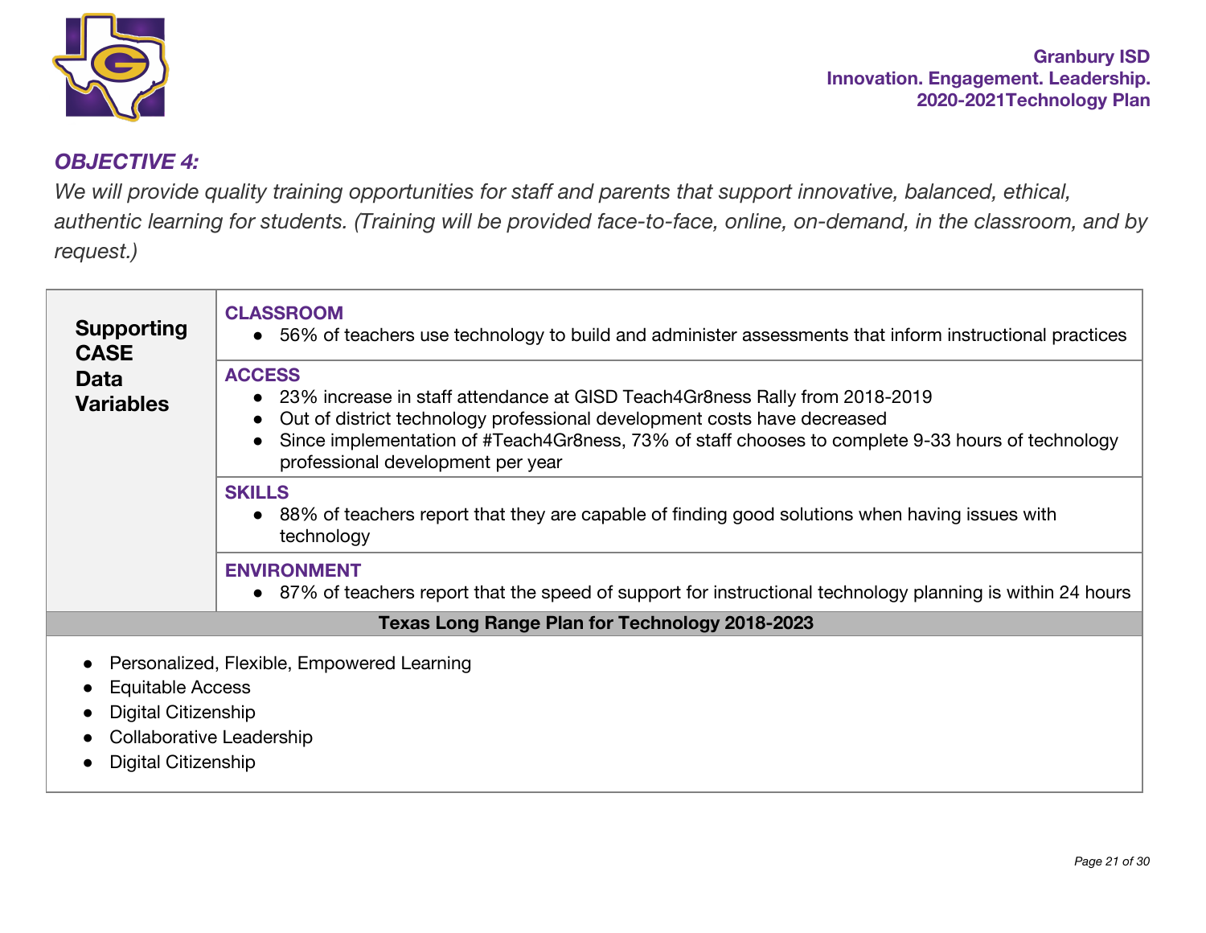### *OBJECTIVE 4:*

*We will provide quality training opportunities for staff and parents that support innovative, balanced, ethical, authentic learning for students. (Training will be provided face-to-face, online, on-demand, in the classroom, and by request.)*

| **Supporting CASE Data Variables** | |
|---|---|
| | **CLASSROOM**<br>● 56% of teachers use technology to build and administer assessments that inform instructional practices |
| | **ACCESS**<br>● 23% increase in staff attendance at GISD Teach4Gr8ness Rally from 2018-2019<br>● Out of district technology professional development costs have decreased<br>● Since implementation of #Teach4Gr8ness, 73% of staff chooses to complete 9-33 hours of technology professional development per year |
| | **SKILLS**<br>● 88% of teachers report that they are capable of finding good solutions when having issues with technology |
| | **ENVIRONMENT**<br>● 87% of teachers report that the speed of support for instructional technology planning is within 24 hours |

**Texas Long Range Plan for Technology 2018-2023**

- Personalized, Flexible, Empowered Learning
- Equitable Access
- Digital Citizenship
- Collaborative Leadership
- Digital Citizenship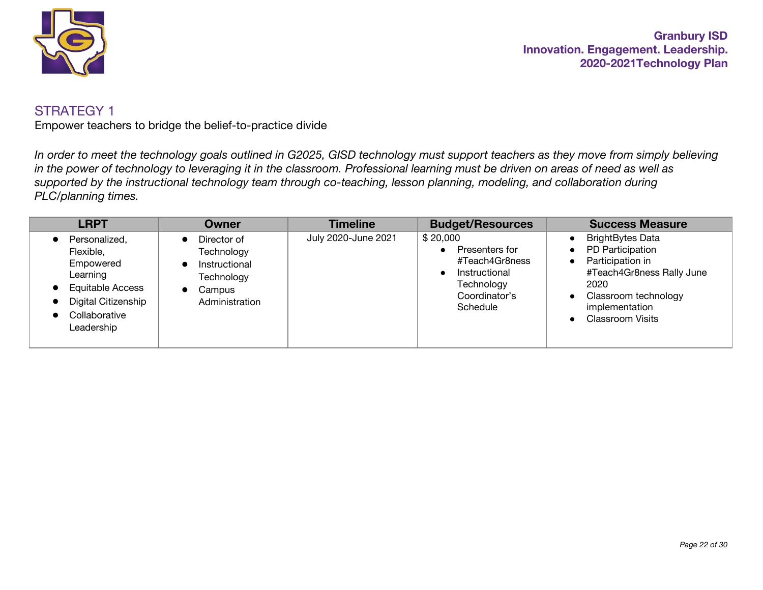## STRATEGY 1

Empower teachers to bridge the belief-to-practice divide

*In order to meet the technology goals outlined in G2025, GISD technology must support teachers as they move from simply believing in the power of technology to leveraging it in the classroom. Professional learning must be driven on areas of need as well as supported by the instructional technology team through co-teaching, lesson planning, modeling, and collaboration during PLC/planning times.*

| LRPT | Owner | Timeline | Budget/Resources | Success Measure |
|---|---|---|---|---|
| • Personalized, Flexible, Empowered Learning<br>• Equitable Access<br>• Digital Citizenship<br>• Collaborative Leadership | • Director of Technology<br>• Instructional Technology<br>• Campus Administration | July 2020-June 2021 | $ 20,000<br>• Presenters for #Teach4Gr8ness<br>• Instructional Technology Coordinator's Schedule | • BrightBytes Data<br>• PD Participation<br>• Participation in #Teach4Gr8ness Rally June 2020<br>• Classroom technology implementation<br>• Classroom Visits |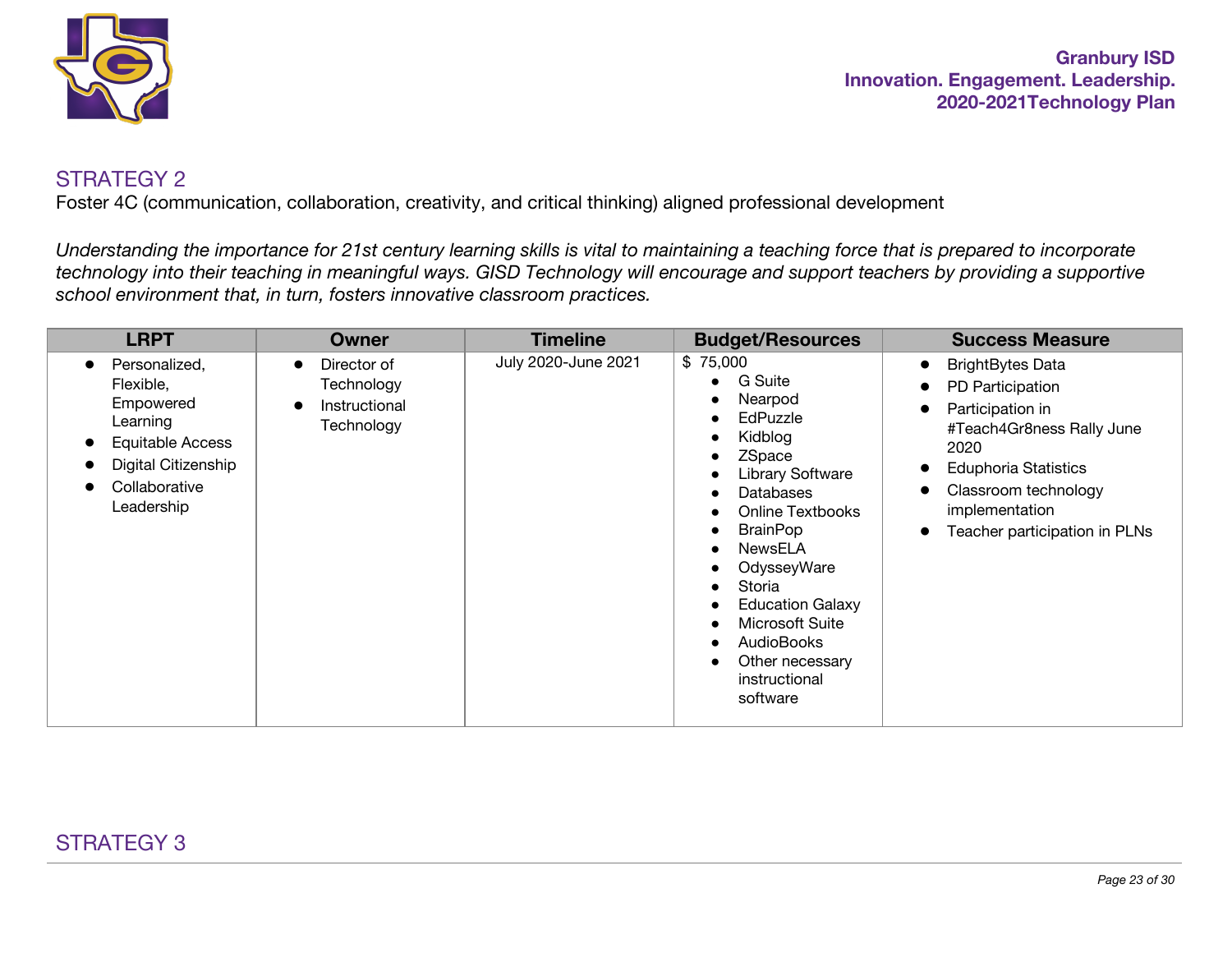## STRATEGY 2

Foster 4C (communication, collaboration, creativity, and critical thinking) aligned professional development

*Understanding the importance for 21st century learning skills is vital to maintaining a teaching force that is prepared to incorporate technology into their teaching in meaningful ways. GISD Technology will encourage and support teachers by providing a supportive school environment that, in turn, fosters innovative classroom practices.*

| LRPT | Owner | Timeline | Budget/Resources | Success Measure |
|---|---|---|---|---|
| • Personalized, Flexible, Empowered Learning<br>• Equitable Access<br>• Digital Citizenship<br>• Collaborative Leadership | • Director of Technology<br>• Instructional Technology | July 2020-June 2021 | $ 75,000<br>• G Suite<br>• Nearpod<br>• EdPuzzle<br>• Kidblog<br>• ZSpace<br>• Library Software<br>• Databases<br>• Online Textbooks<br>• BrainPop<br>• NewsELA<br>• OdysseyWare<br>• Storia<br>• Education Galaxy<br>• Microsoft Suite<br>• AudioBooks<br>• Other necessary instructional software | • BrightBytes Data<br>• PD Participation<br>• Participation in #Teach4Gr8ness Rally June 2020<br>• Eduphoria Statistics<br>• Classroom technology implementation<br>• Teacher participation in PLNs |

## STRATEGY 3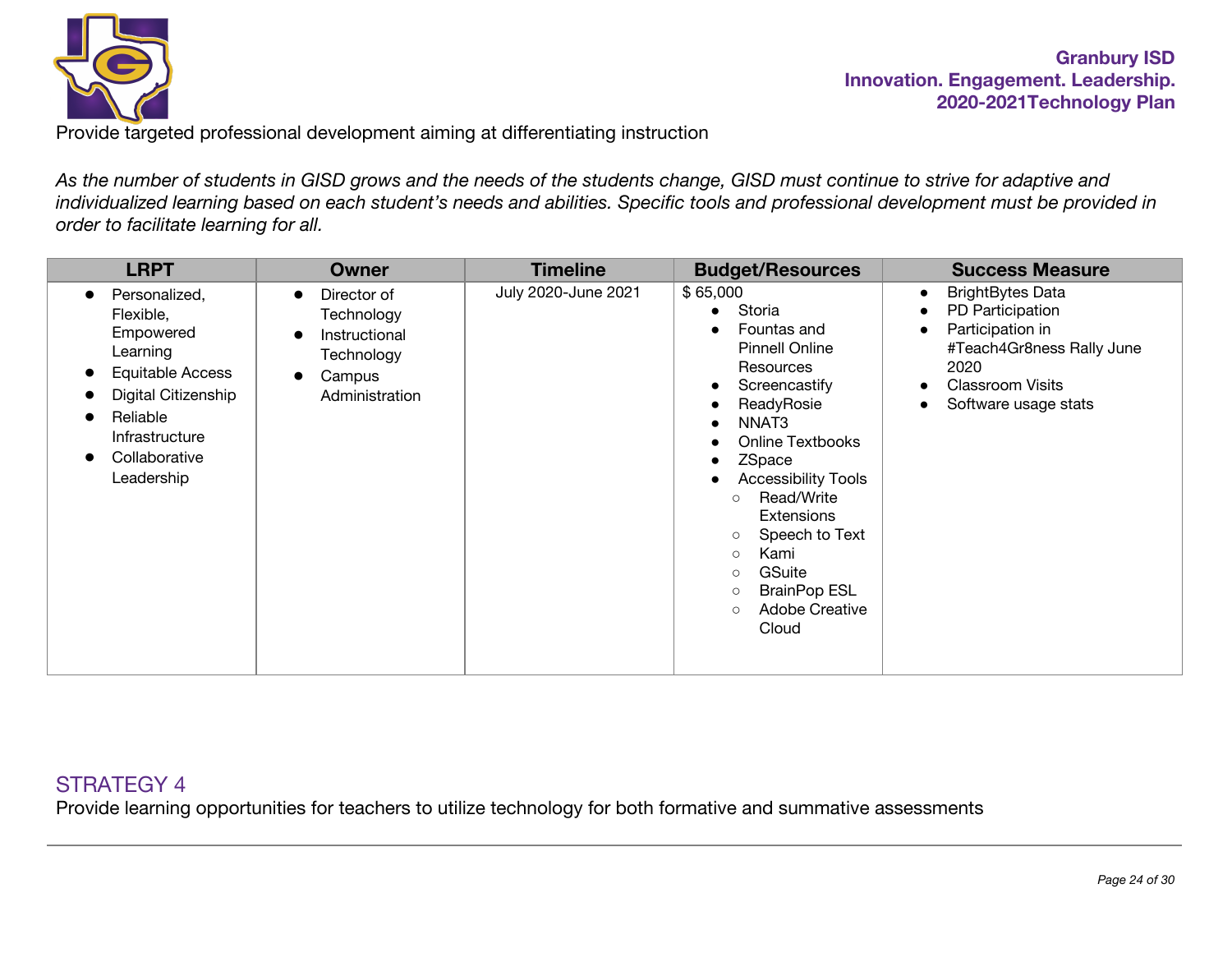Provide targeted professional development aiming at differentiating instruction

*As the number of students in GISD grows and the needs of the students change, GISD must continue to strive for adaptive and individualized learning based on each student's needs and abilities. Specific tools and professional development must be provided in order to facilitate learning for all.*

| LRPT | Owner | Timeline | Budget/Resources | Success Measure |
|---|---|---|---|---|
| • Personalized, Flexible, Empowered Learning<br>• Equitable Access<br>• Digital Citizenship<br>• Reliable Infrastructure<br>• Collaborative Leadership | • Director of Technology<br>• Instructional Technology<br>• Campus Administration | July 2020-June 2021 | $ 65,000<br>• Storia<br>• Fountas and Pinnell Online Resources<br>• Screencastify<br>• ReadyRosie<br>• NNAT3<br>• Online Textbooks<br>• ZSpace<br>• Accessibility Tools<br>  ○ Read/Write Extensions<br>  ○ Speech to Text<br>  ○ Kami<br>  ○ GSuite<br>  ○ BrainPop ESL<br>  ○ Adobe Creative Cloud | • BrightBytes Data<br>• PD Participation<br>• Participation in #Teach4Gr8ness Rally June 2020<br>• Classroom Visits<br>• Software usage stats |

## STRATEGY 4

Provide learning opportunities for teachers to utilize technology for both formative and summative assessments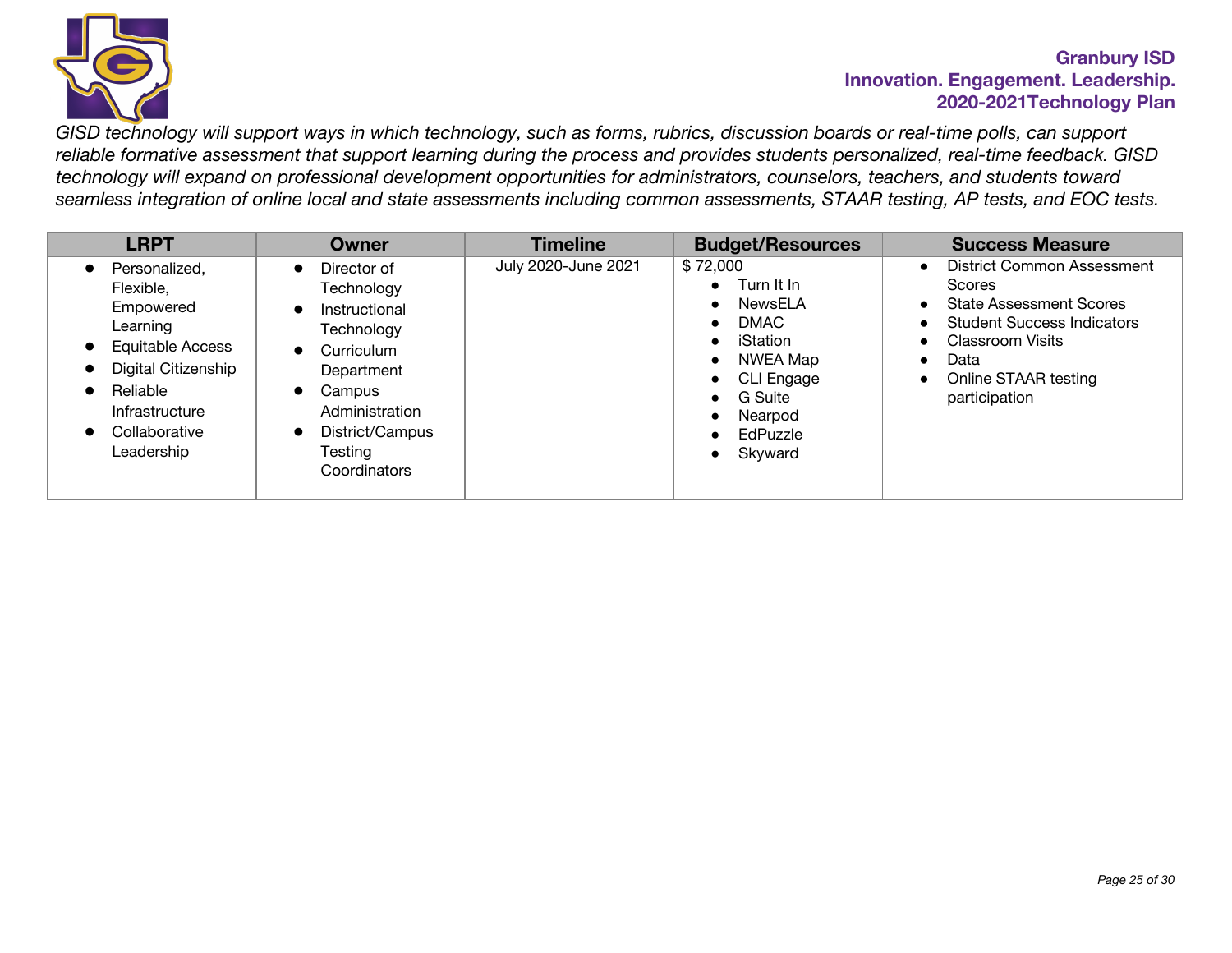*GISD technology will support ways in which technology, such as forms, rubrics, discussion boards or real-time polls, can support reliable formative assessment that support learning during the process and provides students personalized, real-time feedback. GISD technology will expand on professional development opportunities for administrators, counselors, teachers, and students toward seamless integration of online local and state assessments including common assessments, STAAR testing, AP tests, and EOC tests.*

| LRPT | Owner | Timeline | Budget/Resources | Success Measure |
|---|---|---|---|---|
| • Personalized, Flexible, Empowered Learning<br>• Equitable Access<br>• Digital Citizenship<br>• Reliable Infrastructure<br>• Collaborative Leadership | • Director of Technology<br>• Instructional Technology<br>• Curriculum Department<br>• Campus Administration<br>• District/Campus Testing Coordinators | July 2020-June 2021 | $ 72,000<br>• Turn It In<br>• NewsELA<br>• DMAC<br>• iStation<br>• NWEA Map<br>• CLI Engage<br>• G Suite<br>• Nearpod<br>• EdPuzzle<br>• Skyward | • District Common Assessment Scores<br>• State Assessment Scores<br>• Student Success Indicators<br>• Classroom Visits<br>• Data<br>• Online STAAR testing participation |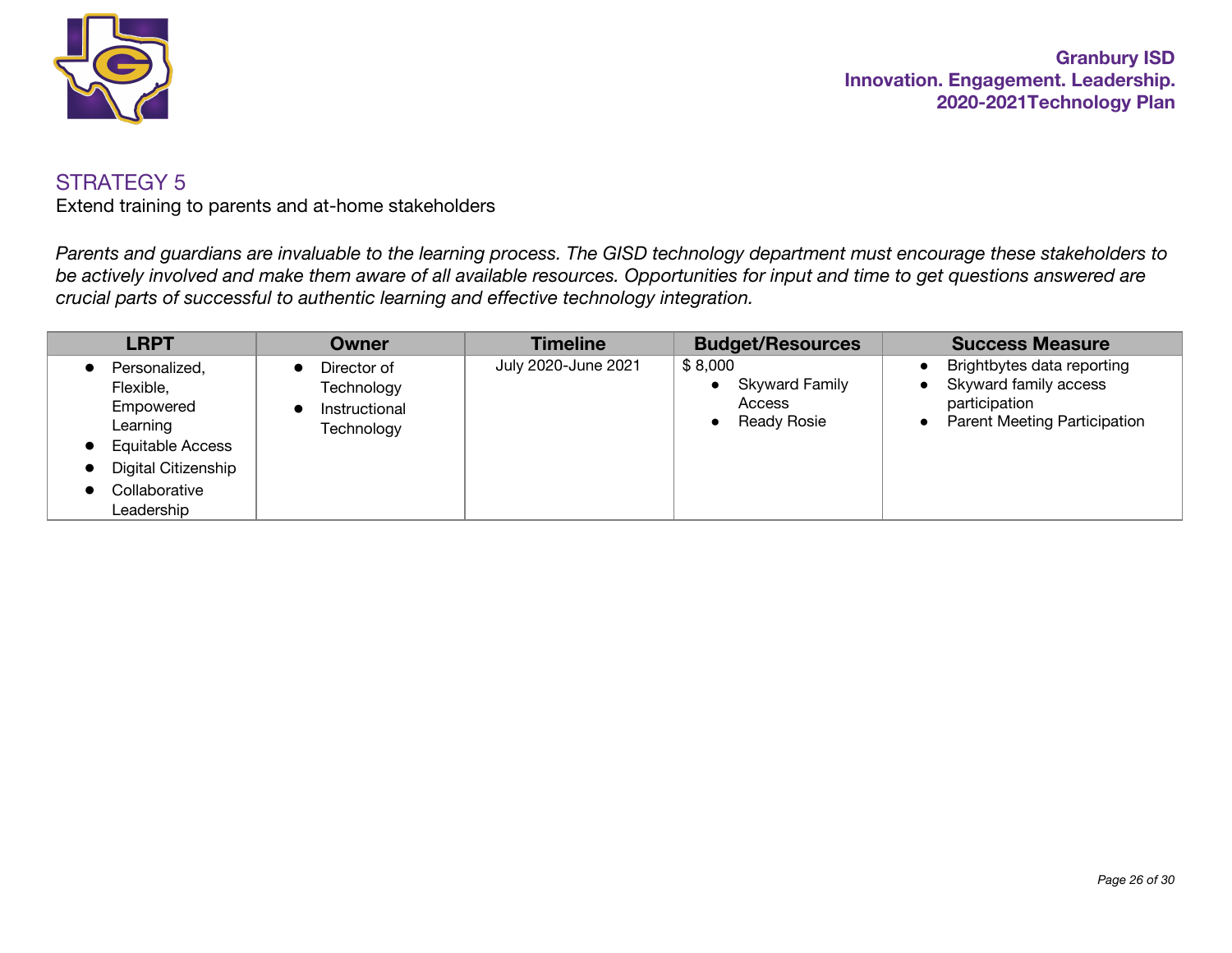## STRATEGY 5

Extend training to parents and at-home stakeholders

*Parents and guardians are invaluable to the learning process. The GISD technology department must encourage these stakeholders to be actively involved and make them aware of all available resources. Opportunities for input and time to get questions answered are crucial parts of successful to authentic learning and effective technology integration.*

| LRPT | Owner | Timeline | Budget/Resources | Success Measure |
|---|---|---|---|---|
| • Personalized, Flexible, Empowered Learning<br>• Equitable Access<br>• Digital Citizenship<br>• Collaborative Leadership | • Director of Technology<br>• Instructional Technology | July 2020-June 2021 | $ 8,000<br>• Skyward Family Access<br>• Ready Rosie | • Brightbytes data reporting<br>• Skyward family access participation<br>• Parent Meeting Participation |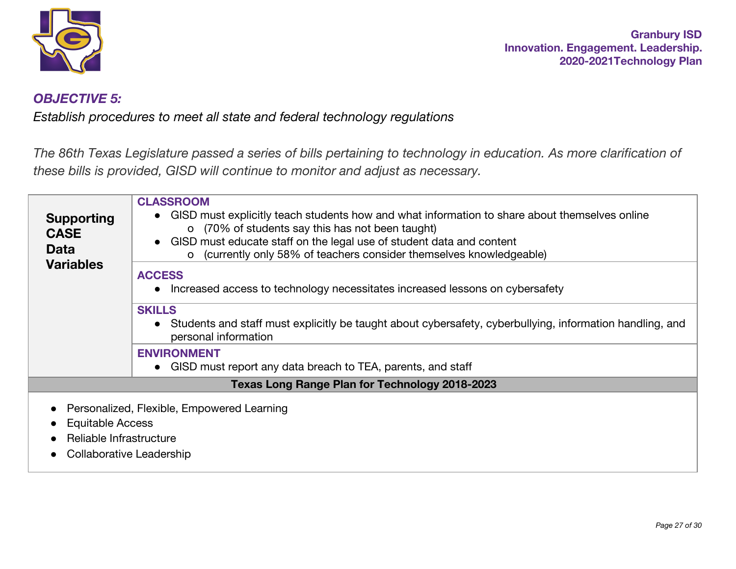### *OBJECTIVE 5:*

*Establish procedures to meet all state and federal technology regulations*

*The 86th Texas Legislature passed a series of bills pertaining to technology in education. As more clarification of these bills is provided, GISD will continue to monitor and adjust as necessary.*

| **Supporting CASE Data Variables** | **CLASSROOM**<br>● GISD must explicitly teach students how and what information to share about themselves online<br>&nbsp;&nbsp;&nbsp;&nbsp;o (70% of students say this has not been taught)<br>● GISD must educate staff on the legal use of student data and content<br>&nbsp;&nbsp;&nbsp;&nbsp;o (currently only 58% of teachers consider themselves knowledgeable) |
|---|---|
| | **ACCESS**<br>● Increased access to technology necessitates increased lessons on cybersafety |
| | **SKILLS**<br>● Students and staff must explicitly be taught about cybersafety, cyberbullying, information handling, and personal information |
| | **ENVIRONMENT**<br>● GISD must report any data breach to TEA, parents, and staff |
| **Texas Long Range Plan for Technology 2018-2023** | |
| ● Personalized, Flexible, Empowered Learning<br>● Equitable Access<br>● Reliable Infrastructure<br>● Collaborative Leadership | |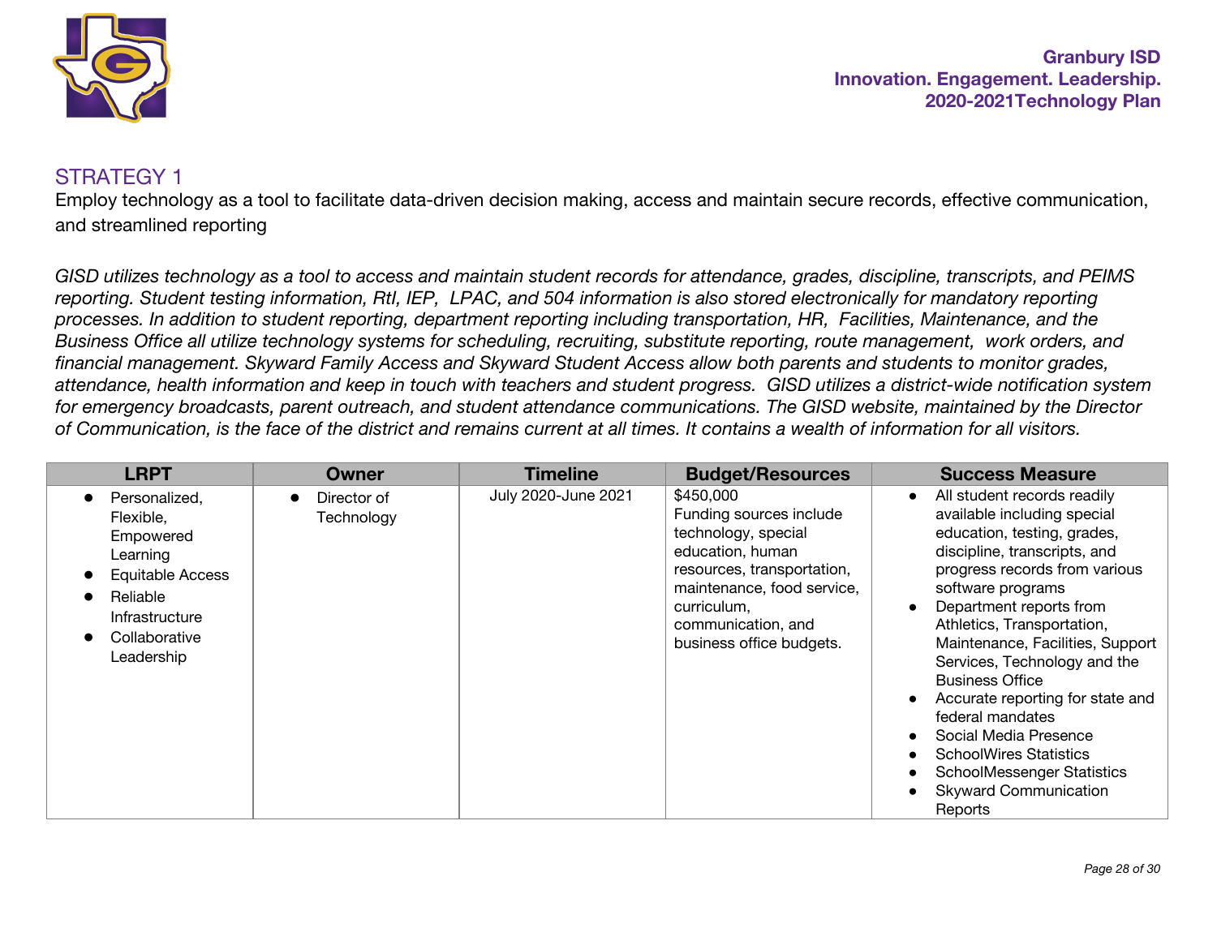## STRATEGY 1

Employ technology as a tool to facilitate data-driven decision making, access and maintain secure records, effective communication, and streamlined reporting

*GISD utilizes technology as a tool to access and maintain student records for attendance, grades, discipline, transcripts, and PEIMS reporting. Student testing information, RtI, IEP, LPAC, and 504 information is also stored electronically for mandatory reporting processes. In addition to student reporting, department reporting including transportation, HR, Facilities, Maintenance, and the Business Office all utilize technology systems for scheduling, recruiting, substitute reporting, route management, work orders, and financial management. Skyward Family Access and Skyward Student Access allow both parents and students to monitor grades, attendance, health information and keep in touch with teachers and student progress. GISD utilizes a district-wide notification system for emergency broadcasts, parent outreach, and student attendance communications. The GISD website, maintained by the Director of Communication, is the face of the district and remains current at all times. It contains a wealth of information for all visitors.*

| LRPT | Owner | Timeline | Budget/Resources | Success Measure |
|---|---|---|---|---|
| • Personalized, Flexible, Empowered Learning<br>• Equitable Access<br>• Reliable Infrastructure<br>• Collaborative Leadership | • Director of Technology | July 2020-June 2021 | $450,000<br>Funding sources include technology, special education, human resources, transportation, maintenance, food service, curriculum, communication, and business office budgets. | • All student records readily available including special education, testing, grades, discipline, transcripts, and progress records from various software programs<br>• Department reports from Athletics, Transportation, Maintenance, Facilities, Support Services, Technology and the Business Office<br>• Accurate reporting for state and federal mandates<br>• Social Media Presence<br>• SchoolWires Statistics<br>• SchoolMessenger Statistics<br>• Skyward Communication Reports |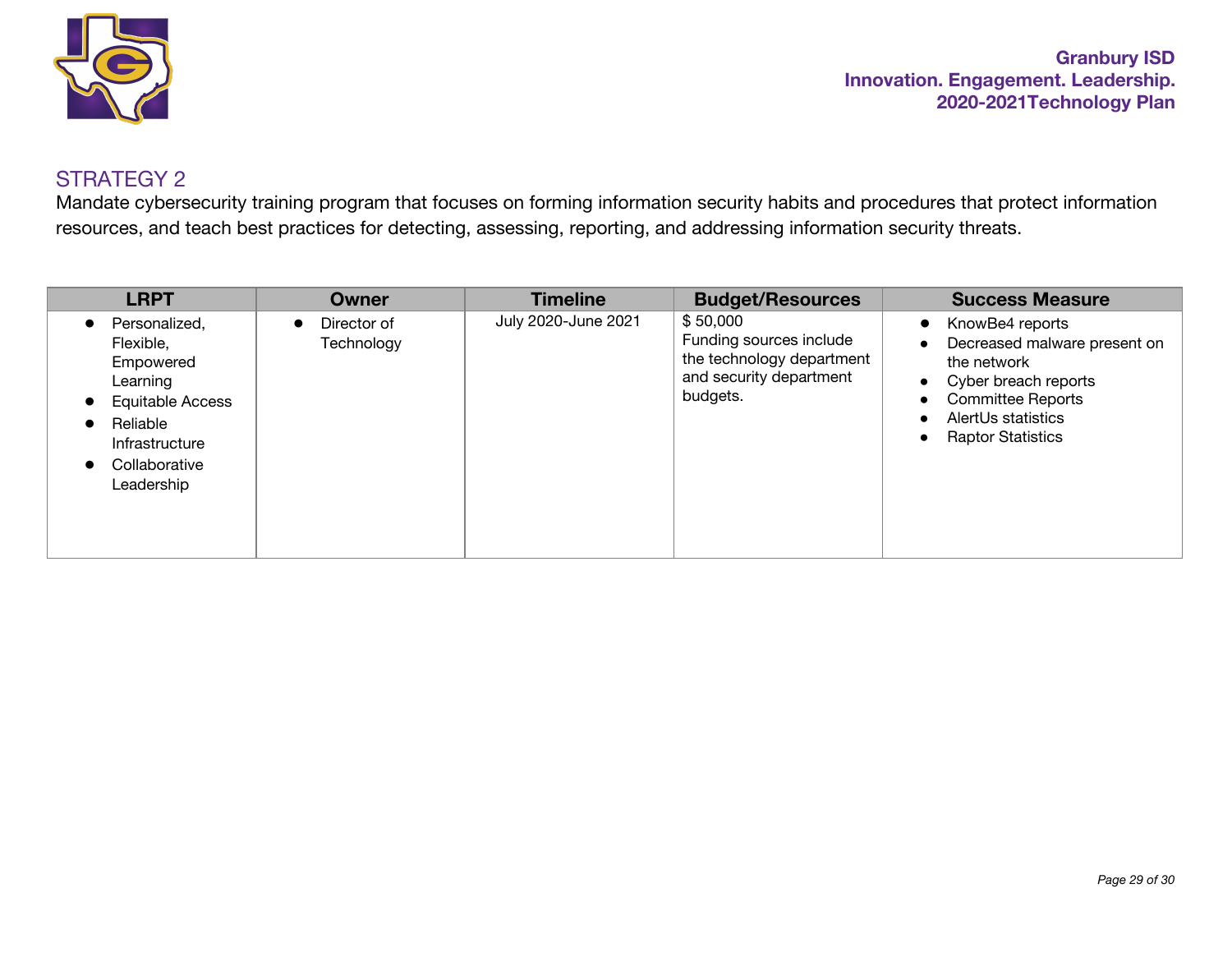## STRATEGY 2

Mandate cybersecurity training program that focuses on forming information security habits and procedures that protect information resources, and teach best practices for detecting, assessing, reporting, and addressing information security threats.

| LRPT | Owner | Timeline | Budget/Resources | Success Measure |
|---|---|---|---|---|
| • Personalized, Flexible, Empowered Learning<br>• Equitable Access<br>• Reliable Infrastructure<br>• Collaborative Leadership | • Director of Technology | July 2020-June 2021 | $ 50,000<br>Funding sources include the technology department and security department budgets. | • KnowBe4 reports<br>• Decreased malware present on the network<br>• Cyber breach reports<br>• Committee Reports<br>• AlertUs statistics<br>• Raptor Statistics |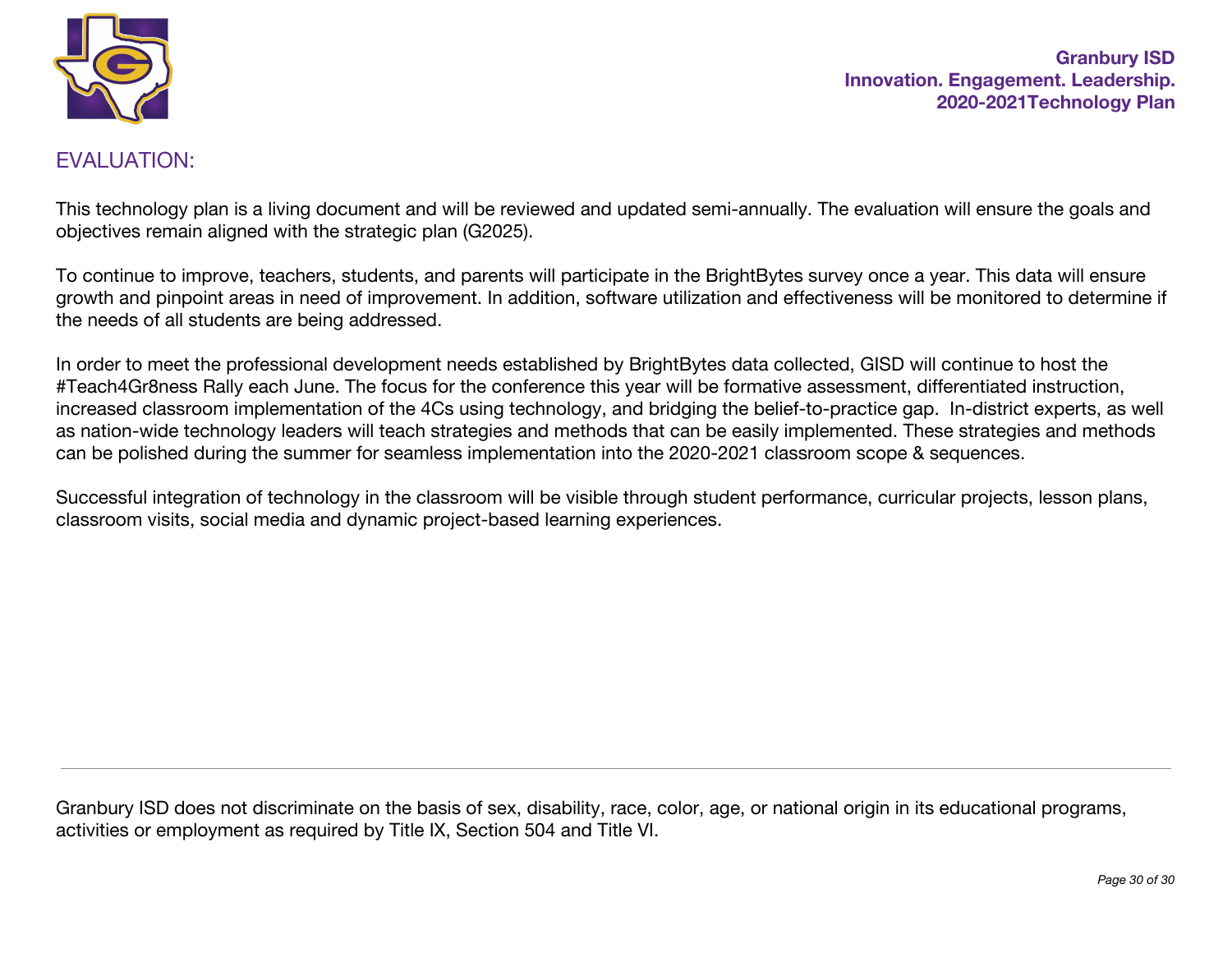## EVALUATION:

This technology plan is a living document and will be reviewed and updated semi-annually. The evaluation will ensure the goals and objectives remain aligned with the strategic plan (G2025).

To continue to improve, teachers, students, and parents will participate in the BrightBytes survey once a year. This data will ensure growth and pinpoint areas in need of improvement. In addition, software utilization and effectiveness will be monitored to determine if the needs of all students are being addressed.

In order to meet the professional development needs established by BrightBytes data collected, GISD will continue to host the #Teach4Gr8ness Rally each June. The focus for the conference this year will be formative assessment, differentiated instruction, increased classroom implementation of the 4Cs using technology, and bridging the belief-to-practice gap. In-district experts, as well as nation-wide technology leaders will teach strategies and methods that can be easily implemented. These strategies and methods can be polished during the summer for seamless implementation into the 2020-2021 classroom scope & sequences.

Successful integration of technology in the classroom will be visible through student performance, curricular projects, lesson plans, classroom visits, social media and dynamic project-based learning experiences.

---

Granbury ISD does not discriminate on the basis of sex, disability, race, color, age, or national origin in its educational programs, activities or employment as required by Title IX, Section 504 and Title VI.